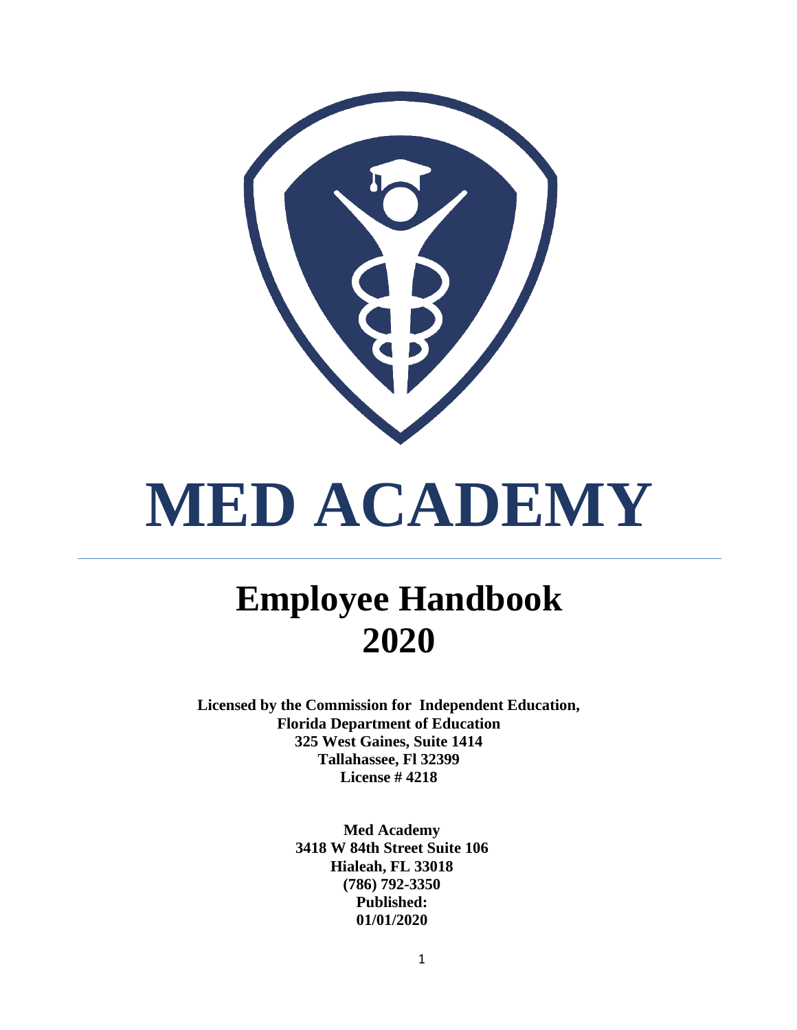# MED ACADEMY

# Employee Handbook 2020

**Licensed by the Commission for Independent Education,**
**Florida Department of Education**
**325 West Gaines, Suite 1414**
**Tallahassee, Fl 32399**
**License # 4218**

**Med Academy**
**3418 W 84th Street Suite 106**
**Hialeah, FL 33018**
**(786) 792-3350**
**Published:**
**01/01/2020**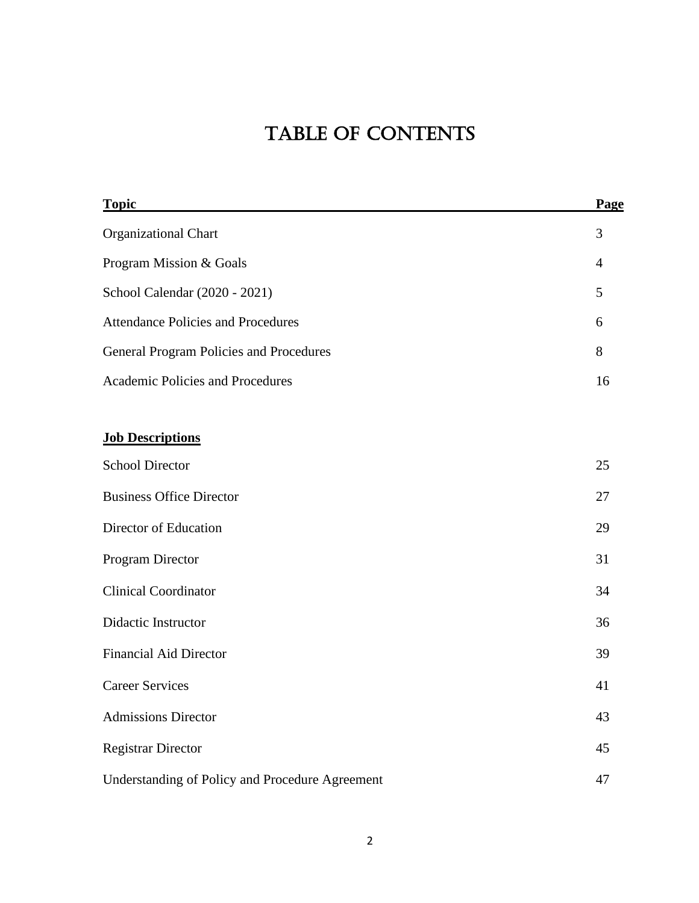# TABLE OF CONTENTS

| Topic | Page |
|---|---|
| Organizational Chart | 3 |
| Program Mission & Goals | 4 |
| School Calendar (2020 - 2021) | 5 |
| Attendance Policies and Procedures | 6 |
| General Program Policies and Procedures | 8 |
| Academic Policies and Procedures | 16 |
| **Job Descriptions** | |
| School Director | 25 |
| Business Office Director | 27 |
| Director of Education | 29 |
| Program Director | 31 |
| Clinical Coordinator | 34 |
| Didactic Instructor | 36 |
| Financial Aid Director | 39 |
| Career Services | 41 |
| Admissions Director | 43 |
| Registrar Director | 45 |
| Understanding of Policy and Procedure Agreement | 47 |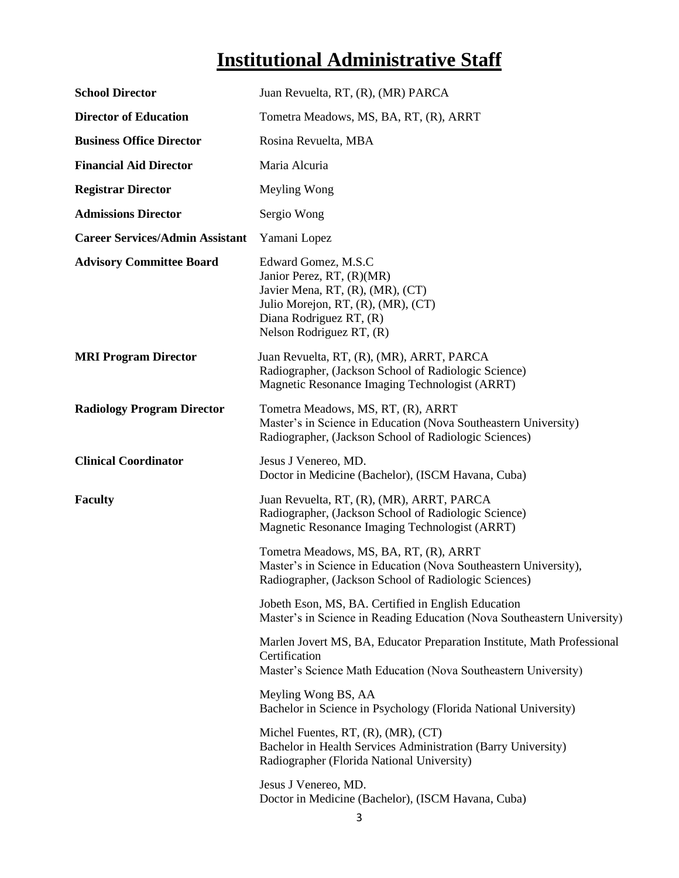# Institutional Administrative Staff

| | |
|---|---|
| **School Director** | Juan Revuelta, RT, (R), (MR) PARCA |
| **Director of Education** | Tometra Meadows, MS, BA, RT, (R), ARRT |
| **Business Office Director** | Rosina Revuelta, MBA |
| **Financial Aid Director** | Maria Alcuria |
| **Registrar Director** | Meyling Wong |
| **Admissions Director** | Sergio Wong |
| **Career Services/Admin Assistant** | Yamani Lopez |
| **Advisory Committee Board** | Edward Gomez, M.S.C<br>Janior Perez, RT, (R)(MR)<br>Javier Mena, RT, (R), (MR), (CT)<br>Julio Morejon, RT, (R), (MR), (CT)<br>Diana Rodriguez RT, (R)<br>Nelson Rodriguez RT, (R) |
| **MRI Program Director** | Juan Revuelta, RT, (R), (MR), ARRT, PARCA<br>Radiographer, (Jackson School of Radiologic Science)<br>Magnetic Resonance Imaging Technologist (ARRT) |
| **Radiology Program Director** | Tometra Meadows, MS, RT, (R), ARRT<br>Master's in Science in Education (Nova Southeastern University)<br>Radiographer, (Jackson School of Radiologic Sciences) |
| **Clinical Coordinator** | Jesus J Venereo, MD.<br>Doctor in Medicine (Bachelor), (ISCM Havana, Cuba) |
| **Faculty** | Juan Revuelta, RT, (R), (MR), ARRT, PARCA<br>Radiographer, (Jackson School of Radiologic Science)<br>Magnetic Resonance Imaging Technologist (ARRT) |
| | Tometra Meadows, MS, BA, RT, (R), ARRT<br>Master's in Science in Education (Nova Southeastern University),<br>Radiographer, (Jackson School of Radiologic Sciences) |
| | Jobeth Eson, MS, BA. Certified in English Education<br>Master's in Science in Reading Education (Nova Southeastern University) |
| | Marlen Jovert MS, BA, Educator Preparation Institute, Math Professional Certification<br>Master's Science Math Education (Nova Southeastern University) |
| | Meyling Wong BS, AA<br>Bachelor in Science in Psychology (Florida National University) |
| | Michel Fuentes, RT, (R), (MR), (CT)<br>Bachelor in Health Services Administration (Barry University)<br>Radiographer (Florida National University) |
| | Jesus J Venereo, MD.<br>Doctor in Medicine (Bachelor), (ISCM Havana, Cuba) |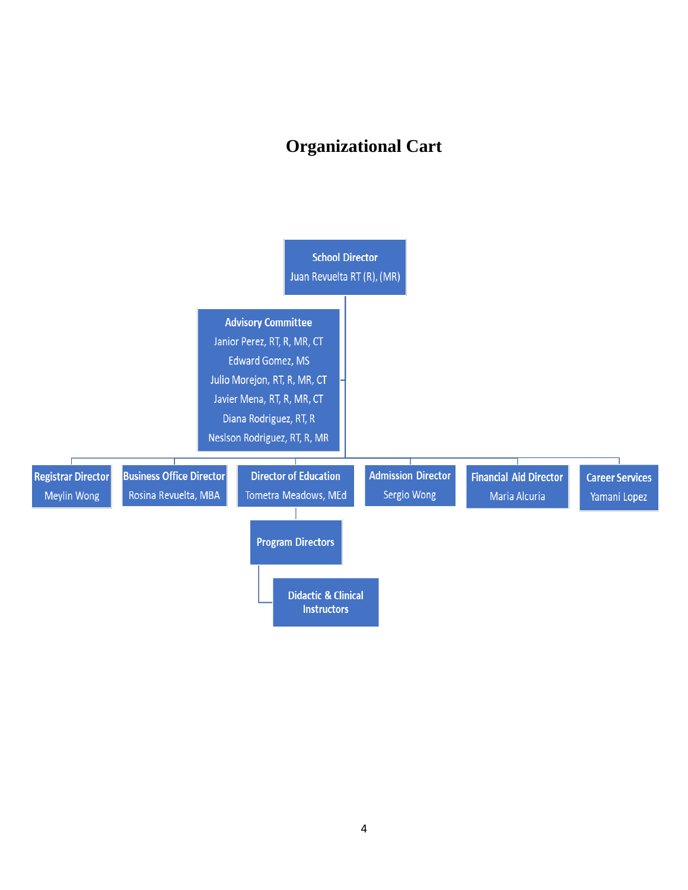# Organizational Cart

School Director
Juan Revuelta RT (R), (MR)

Advisory Committee
Janior Perez, RT, R, MR, CT
Edward Gomez, MS
Julio Morejon, RT, R, MR, CT
Javier Mena, RT, R, MR, CT
Diana Rodriguez, RT, R
Neslson Rodriguez, RT, R, MR

Registrar Director
Meylin Wong

Business Office Director
Rosina Revuelta, MBA

Director of Education
Tometra Meadows, MEd

Admission Director
Sergio Wong

Financial Aid Director
Maria Alcuria

Career Services
Yamani Lopez

Program Directors

Didactic & Clinical Instructors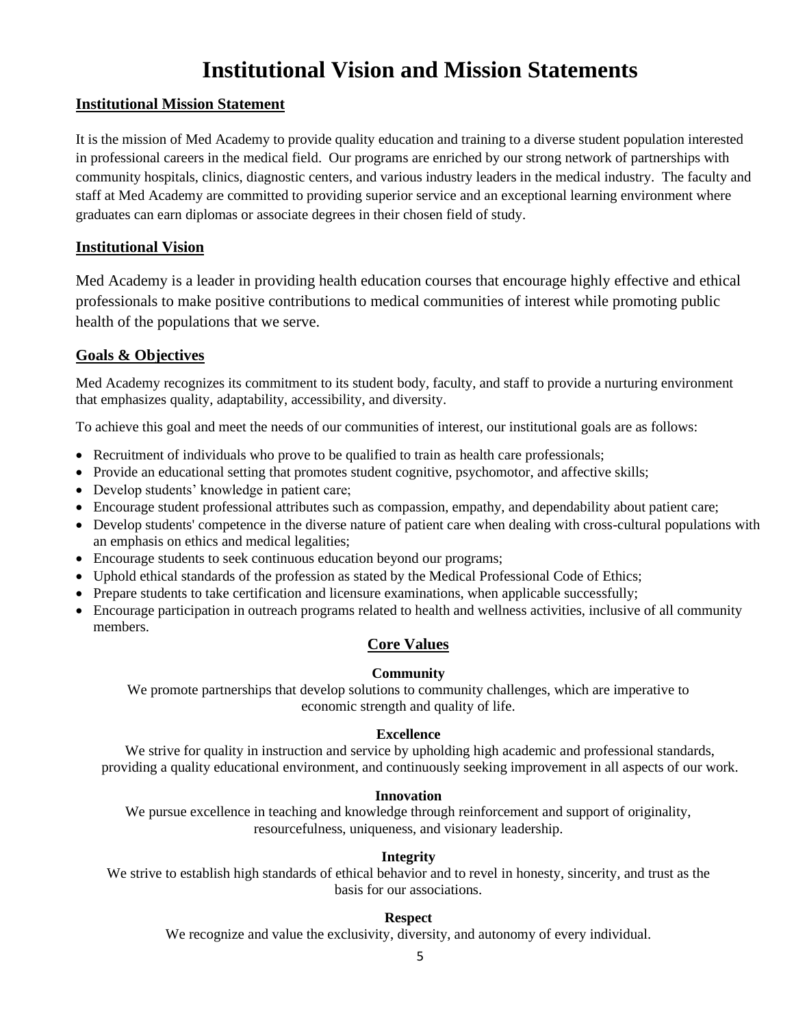# Institutional Vision and Mission Statements

## Institutional Mission Statement

It is the mission of Med Academy to provide quality education and training to a diverse student population interested in professional careers in the medical field. Our programs are enriched by our strong network of partnerships with community hospitals, clinics, diagnostic centers, and various industry leaders in the medical industry. The faculty and staff at Med Academy are committed to providing superior service and an exceptional learning environment where graduates can earn diplomas or associate degrees in their chosen field of study.

## Institutional Vision

Med Academy is a leader in providing health education courses that encourage highly effective and ethical professionals to make positive contributions to medical communities of interest while promoting public health of the populations that we serve.

## Goals & Objectives

Med Academy recognizes its commitment to its student body, faculty, and staff to provide a nurturing environment that emphasizes quality, adaptability, accessibility, and diversity.

To achieve this goal and meet the needs of our communities of interest, our institutional goals are as follows:

- Recruitment of individuals who prove to be qualified to train as health care professionals;
- Provide an educational setting that promotes student cognitive, psychomotor, and affective skills;
- Develop students' knowledge in patient care;
- Encourage student professional attributes such as compassion, empathy, and dependability about patient care;
- Develop students' competence in the diverse nature of patient care when dealing with cross-cultural populations with an emphasis on ethics and medical legalities;
- Encourage students to seek continuous education beyond our programs;
- Uphold ethical standards of the profession as stated by the Medical Professional Code of Ethics;
- Prepare students to take certification and licensure examinations, when applicable successfully;
- Encourage participation in outreach programs related to health and wellness activities, inclusive of all community members.

## Core Values

**Community**

We promote partnerships that develop solutions to community challenges, which are imperative to economic strength and quality of life.

**Excellence**

We strive for quality in instruction and service by upholding high academic and professional standards, providing a quality educational environment, and continuously seeking improvement in all aspects of our work.

**Innovation**

We pursue excellence in teaching and knowledge through reinforcement and support of originality, resourcefulness, uniqueness, and visionary leadership.

**Integrity**

We strive to establish high standards of ethical behavior and to revel in honesty, sincerity, and trust as the basis for our associations.

**Respect**

We recognize and value the exclusivity, diversity, and autonomy of every individual.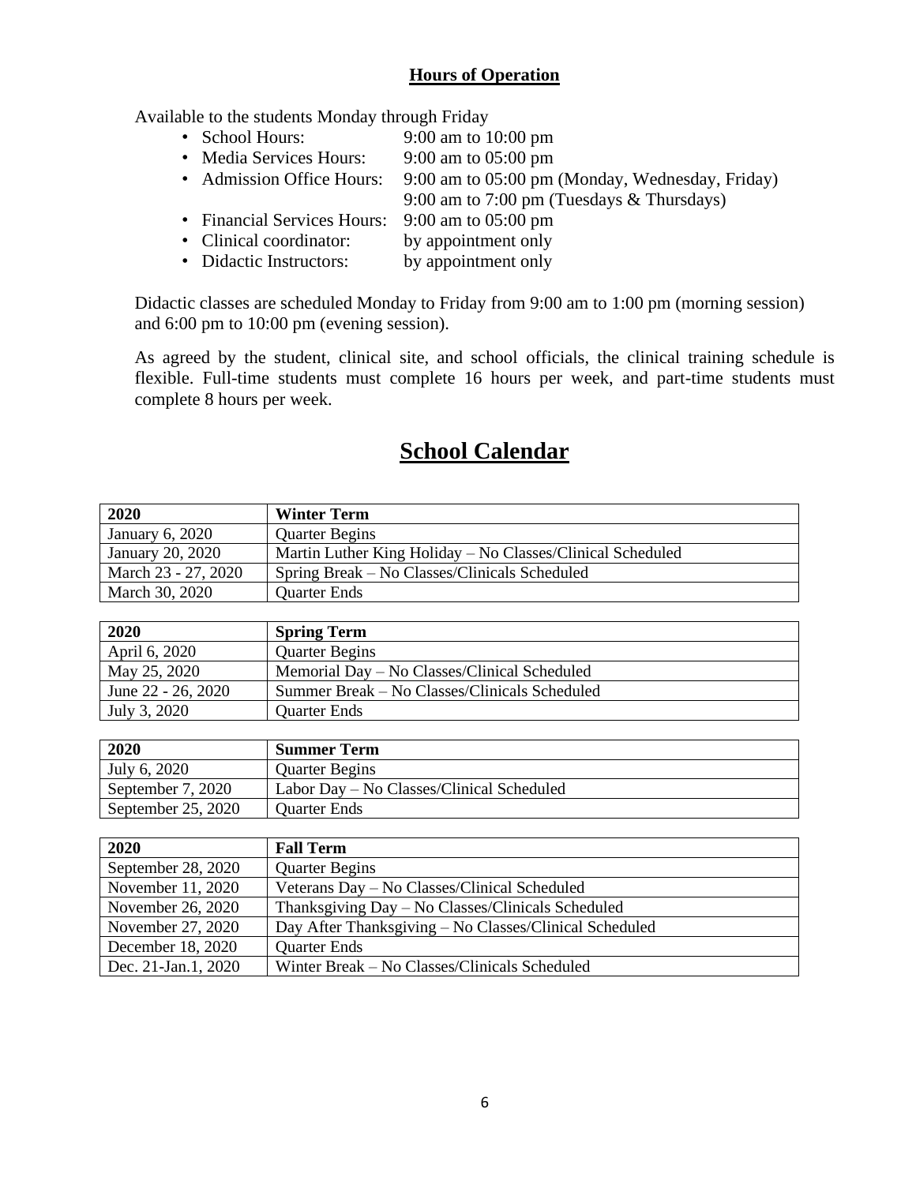## Hours of Operation

Available to the students Monday through Friday

- School Hours: 9:00 am to 10:00 pm
- Media Services Hours: 9:00 am to 05:00 pm
- Admission Office Hours: 9:00 am to 05:00 pm (Monday, Wednesday, Friday)
  9:00 am to 7:00 pm (Tuesdays & Thursdays)
- Financial Services Hours: 9:00 am to 05:00 pm
- Clinical coordinator: by appointment only
- Didactic Instructors: by appointment only

Didactic classes are scheduled Monday to Friday from 9:00 am to 1:00 pm (morning session) and 6:00 pm to 10:00 pm (evening session).

As agreed by the student, clinical site, and school officials, the clinical training schedule is flexible. Full-time students must complete 16 hours per week, and part-time students must complete 8 hours per week.

# School Calendar

| 2020 | Winter Term |
|---|---|
| January 6, 2020 | Quarter Begins |
| January 20, 2020 | Martin Luther King Holiday – No Classes/Clinical Scheduled |
| March 23 - 27, 2020 | Spring Break – No Classes/Clinicals Scheduled |
| March 30, 2020 | Quarter Ends |

| 2020 | Spring Term |
|---|---|
| April 6, 2020 | Quarter Begins |
| May 25, 2020 | Memorial Day – No Classes/Clinical Scheduled |
| June 22 - 26, 2020 | Summer Break – No Classes/Clinicals Scheduled |
| July 3, 2020 | Quarter Ends |

| 2020 | Summer Term |
|---|---|
| July 6, 2020 | Quarter Begins |
| September 7, 2020 | Labor Day – No Classes/Clinical Scheduled |
| September 25, 2020 | Quarter Ends |

| 2020 | Fall Term |
|---|---|
| September 28, 2020 | Quarter Begins |
| November 11, 2020 | Veterans Day – No Classes/Clinical Scheduled |
| November 26, 2020 | Thanksgiving Day – No Classes/Clinicals Scheduled |
| November 27, 2020 | Day After Thanksgiving – No Classes/Clinical Scheduled |
| December 18, 2020 | Quarter Ends |
| Dec. 21-Jan.1, 2020 | Winter Break – No Classes/Clinicals Scheduled |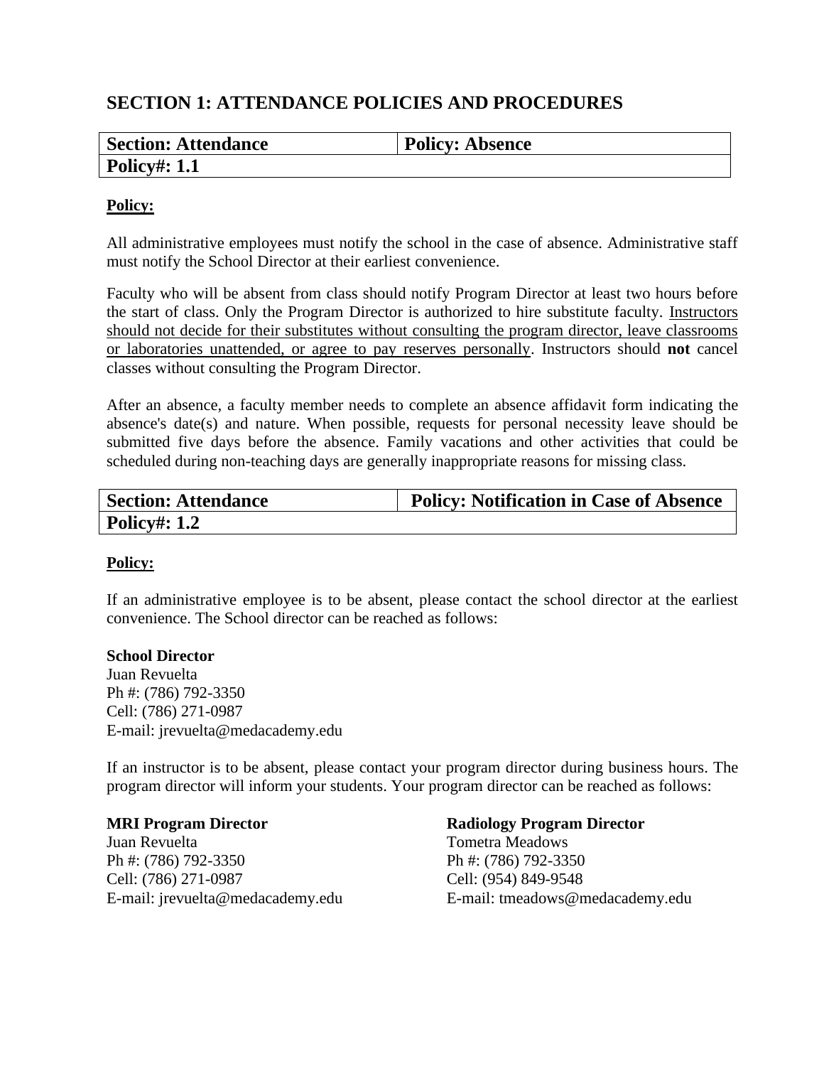## SECTION 1: ATTENDANCE POLICIES AND PROCEDURES

| | |
|---|---|
| **Section: Attendance** | **Policy: Absence** |
| **Policy#: 1.1** | |

**Policy:**

All administrative employees must notify the school in the case of absence. Administrative staff must notify the School Director at their earliest convenience.

Faculty who will be absent from class should notify Program Director at least two hours before the start of class. Only the Program Director is authorized to hire substitute faculty. Instructors should not decide for their substitutes without consulting the program director, leave classrooms or laboratories unattended, or agree to pay reserves personally. Instructors should **not** cancel classes without consulting the Program Director.

After an absence, a faculty member needs to complete an absence affidavit form indicating the absence's date(s) and nature. When possible, requests for personal necessity leave should be submitted five days before the absence. Family vacations and other activities that could be scheduled during non-teaching days are generally inappropriate reasons for missing class.

| | |
|---|---|
| **Section: Attendance** | **Policy: Notification in Case of Absence** |
| **Policy#: 1.2** | |

**Policy:**

If an administrative employee is to be absent, please contact the school director at the earliest convenience. The School director can be reached as follows:

**School Director**
Juan Revuelta
Ph #: (786) 792-3350
Cell: (786) 271-0987
E-mail: jrevuelta@medacademy.edu

If an instructor is to be absent, please contact your program director during business hours. The program director will inform your students. Your program director can be reached as follows:

**MRI Program Director**
Juan Revuelta
Ph #: (786) 792-3350
Cell: (786) 271-0987
E-mail: jrevuelta@medacademy.edu

**Radiology Program Director**
Tometra Meadows
Ph #: (786) 792-3350
Cell: (954) 849-9548
E-mail: tmeadows@medacademy.edu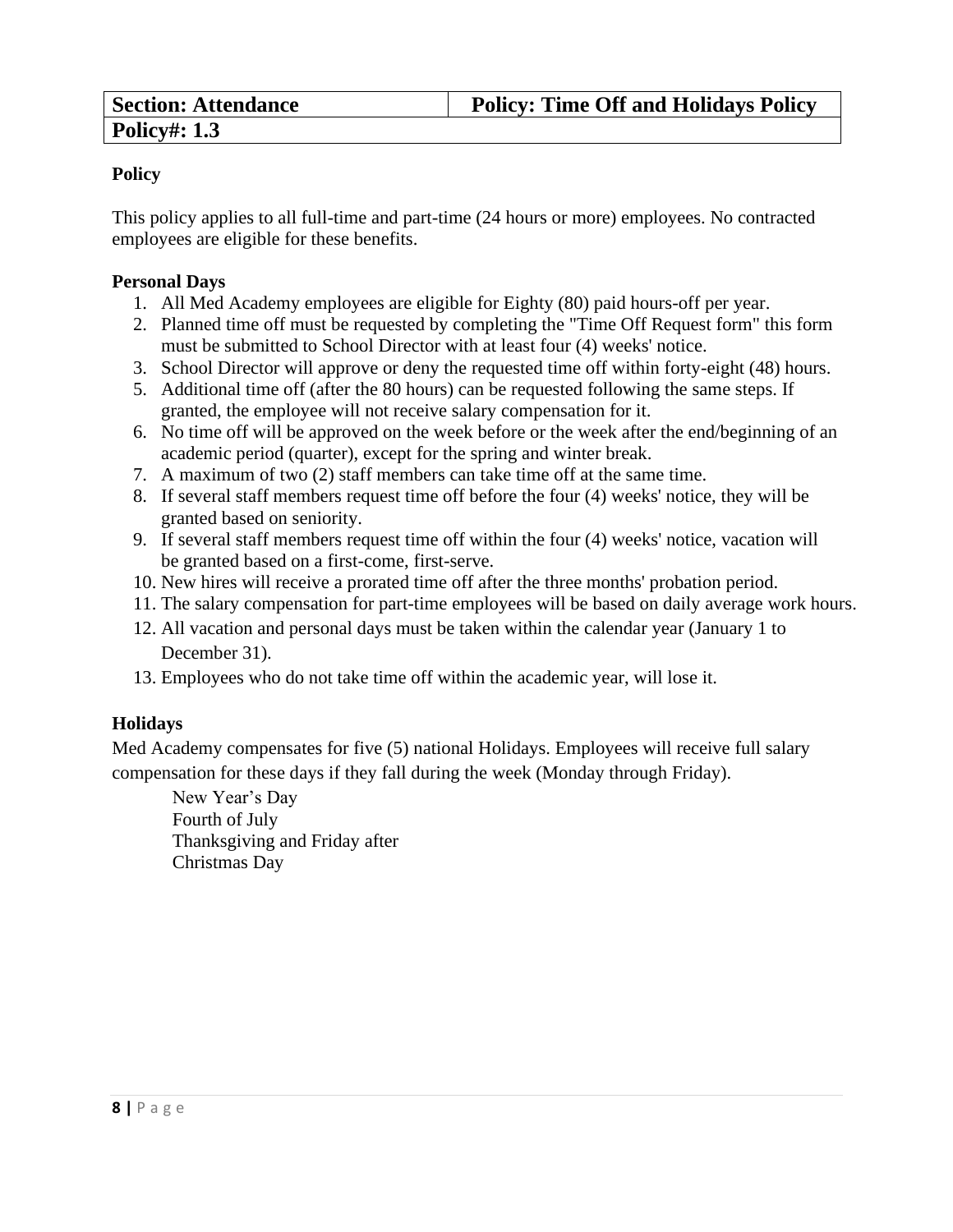| Section: Attendance | Policy: Time Off and Holidays Policy |
| --- | --- |
| Policy#: 1.3 | |

**Policy**

This policy applies to all full-time and part-time (24 hours or more) employees. No contracted employees are eligible for these benefits.

**Personal Days**

1. All Med Academy employees are eligible for Eighty (80) paid hours-off per year.
2. Planned time off must be requested by completing the "Time Off Request form" this form must be submitted to School Director with at least four (4) weeks' notice.
3. School Director will approve or deny the requested time off within forty-eight (48) hours.
5. Additional time off (after the 80 hours) can be requested following the same steps. If granted, the employee will not receive salary compensation for it.
6. No time off will be approved on the week before or the week after the end/beginning of an academic period (quarter), except for the spring and winter break.
7. A maximum of two (2) staff members can take time off at the same time.
8. If several staff members request time off before the four (4) weeks' notice, they will be granted based on seniority.
9. If several staff members request time off within the four (4) weeks' notice, vacation will be granted based on a first-come, first-serve.
10. New hires will receive a prorated time off after the three months' probation period.
11. The salary compensation for part-time employees will be based on daily average work hours.
12. All vacation and personal days must be taken within the calendar year (January 1 to December 31).
13. Employees who do not take time off within the academic year, will lose it.

**Holidays**

Med Academy compensates for five (5) national Holidays. Employees will receive full salary compensation for these days if they fall during the week (Monday through Friday).

New Year's Day
Fourth of July
Thanksgiving and Friday after
Christmas Day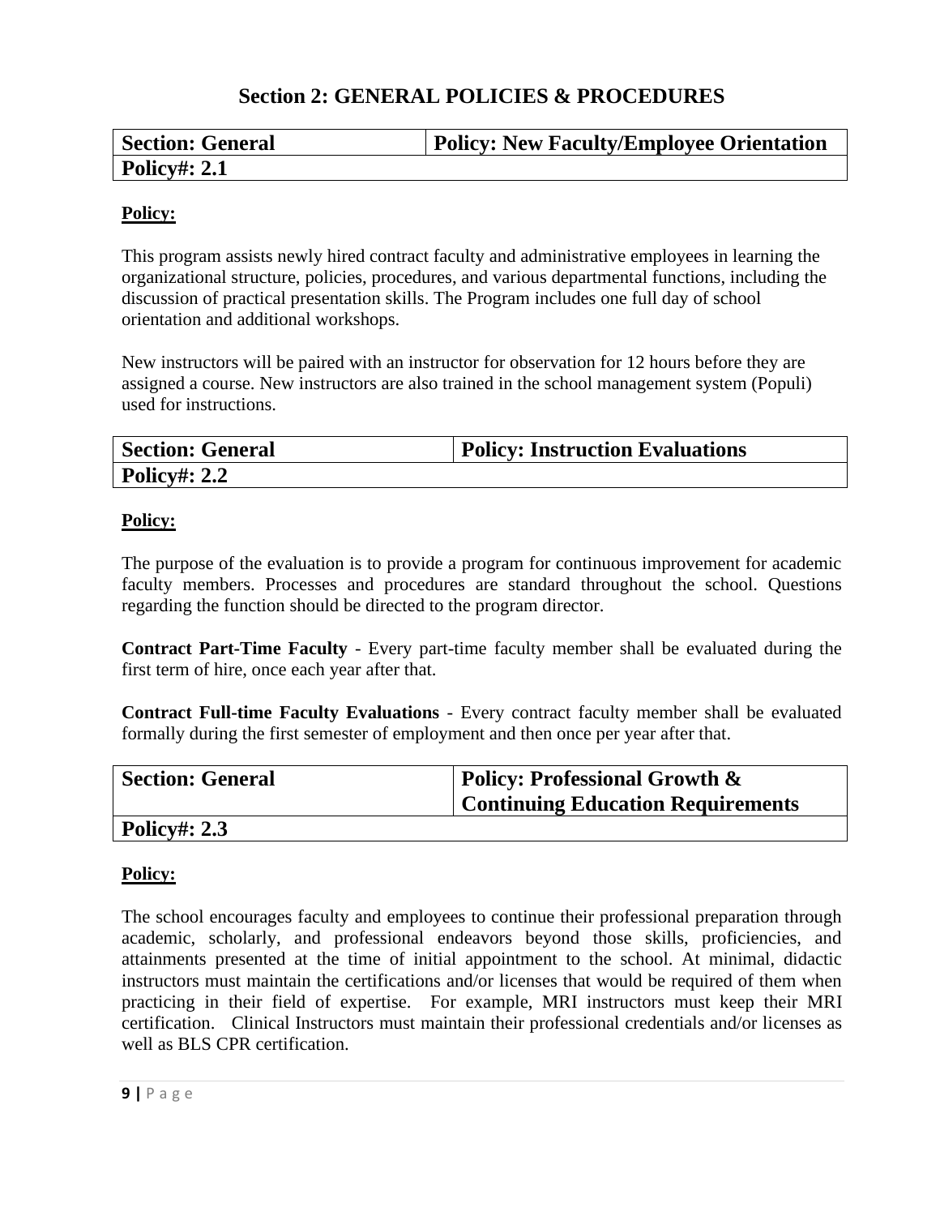## Section 2: GENERAL POLICIES & PROCEDURES

| **Section: General** | **Policy: New Faculty/Employee Orientation** |
|---|---|
| **Policy#: 2.1** | |

**Policy:**

This program assists newly hired contract faculty and administrative employees in learning the organizational structure, policies, procedures, and various departmental functions, including the discussion of practical presentation skills. The Program includes one full day of school orientation and additional workshops.

New instructors will be paired with an instructor for observation for 12 hours before they are assigned a course. New instructors are also trained in the school management system (Populi) used for instructions.

| **Section: General** | **Policy: Instruction Evaluations** |
|---|---|
| **Policy#: 2.2** | |

**Policy:**

The purpose of the evaluation is to provide a program for continuous improvement for academic faculty members. Processes and procedures are standard throughout the school. Questions regarding the function should be directed to the program director.

**Contract Part-Time Faculty** - Every part-time faculty member shall be evaluated during the first term of hire, once each year after that.

**Contract Full-time Faculty Evaluations** - Every contract faculty member shall be evaluated formally during the first semester of employment and then once per year after that.

| **Section: General** | **Policy: Professional Growth & Continuing Education Requirements** |
|---|---|
| **Policy#: 2.3** | |

**Policy:**

The school encourages faculty and employees to continue their professional preparation through academic, scholarly, and professional endeavors beyond those skills, proficiencies, and attainments presented at the time of initial appointment to the school. At minimal, didactic instructors must maintain the certifications and/or licenses that would be required of them when practicing in their field of expertise. For example, MRI instructors must keep their MRI certification. Clinical Instructors must maintain their professional credentials and/or licenses as well as BLS CPR certification.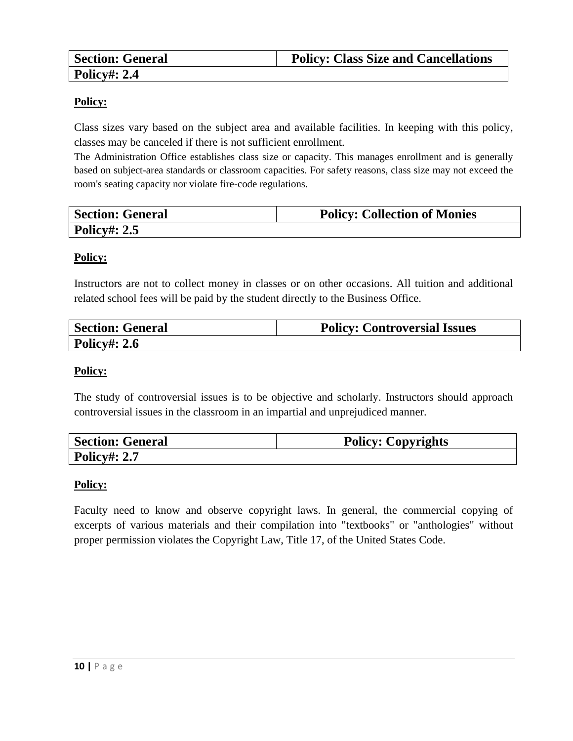| Section: General | Policy: Class Size and Cancellations |
|---|---|
| Policy#: 2.4 | |

**Policy:**

Class sizes vary based on the subject area and available facilities. In keeping with this policy, classes may be canceled if there is not sufficient enrollment.

The Administration Office establishes class size or capacity. This manages enrollment and is generally based on subject-area standards or classroom capacities. For safety reasons, class size may not exceed the room's seating capacity nor violate fire-code regulations.

| Section: General | Policy: Collection of Monies |
|---|---|
| Policy#: 2.5 | |

**Policy:**

Instructors are not to collect money in classes or on other occasions. All tuition and additional related school fees will be paid by the student directly to the Business Office.

| Section: General | Policy: Controversial Issues |
|---|---|
| Policy#: 2.6 | |

**Policy:**

The study of controversial issues is to be objective and scholarly. Instructors should approach controversial issues in the classroom in an impartial and unprejudiced manner.

| Section: General | Policy: Copyrights |
|---|---|
| Policy#: 2.7 | |

**Policy:**

Faculty need to know and observe copyright laws. In general, the commercial copying of excerpts of various materials and their compilation into "textbooks" or "anthologies" without proper permission violates the Copyright Law, Title 17, of the United States Code.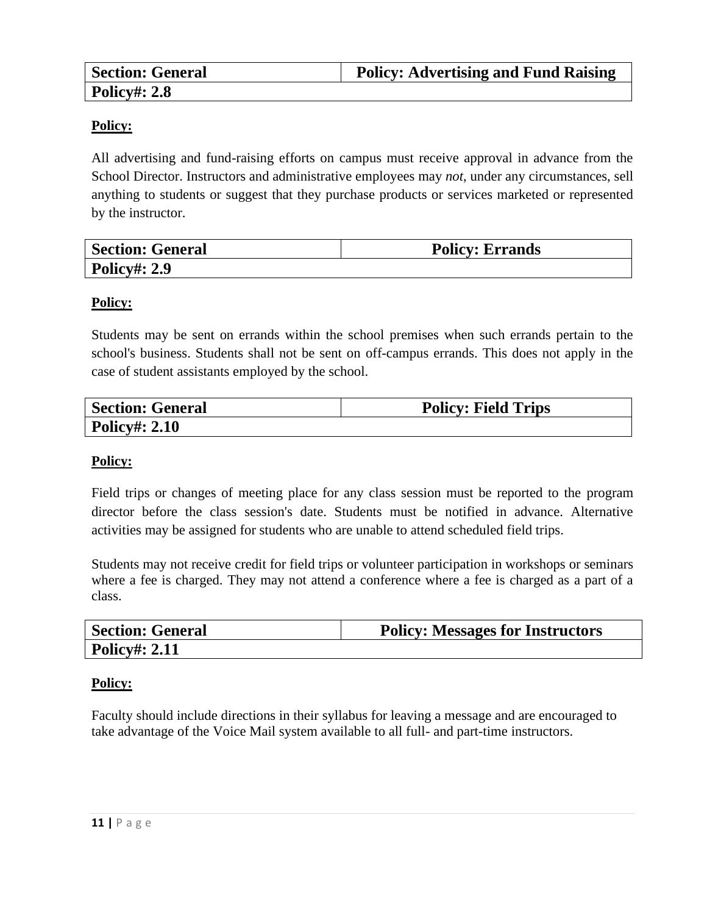| Section: General | Policy: Advertising and Fund Raising |
|---|---|
| Policy#: 2.8 | |

**Policy:**

All advertising and fund-raising efforts on campus must receive approval in advance from the School Director. Instructors and administrative employees may *not*, under any circumstances, sell anything to students or suggest that they purchase products or services marketed or represented by the instructor.

| Section: General | Policy: Errands |
|---|---|
| Policy#: 2.9 | |

**Policy:**

Students may be sent on errands within the school premises when such errands pertain to the school's business. Students shall not be sent on off-campus errands. This does not apply in the case of student assistants employed by the school.

| Section: General | Policy: Field Trips |
|---|---|
| Policy#: 2.10 | |

**Policy:**

Field trips or changes of meeting place for any class session must be reported to the program director before the class session's date. Students must be notified in advance. Alternative activities may be assigned for students who are unable to attend scheduled field trips.

Students may not receive credit for field trips or volunteer participation in workshops or seminars where a fee is charged. They may not attend a conference where a fee is charged as a part of a class.

| Section: General | Policy: Messages for Instructors |
|---|---|
| Policy#: 2.11 | |

**Policy:**

Faculty should include directions in their syllabus for leaving a message and are encouraged to take advantage of the Voice Mail system available to all full- and part-time instructors.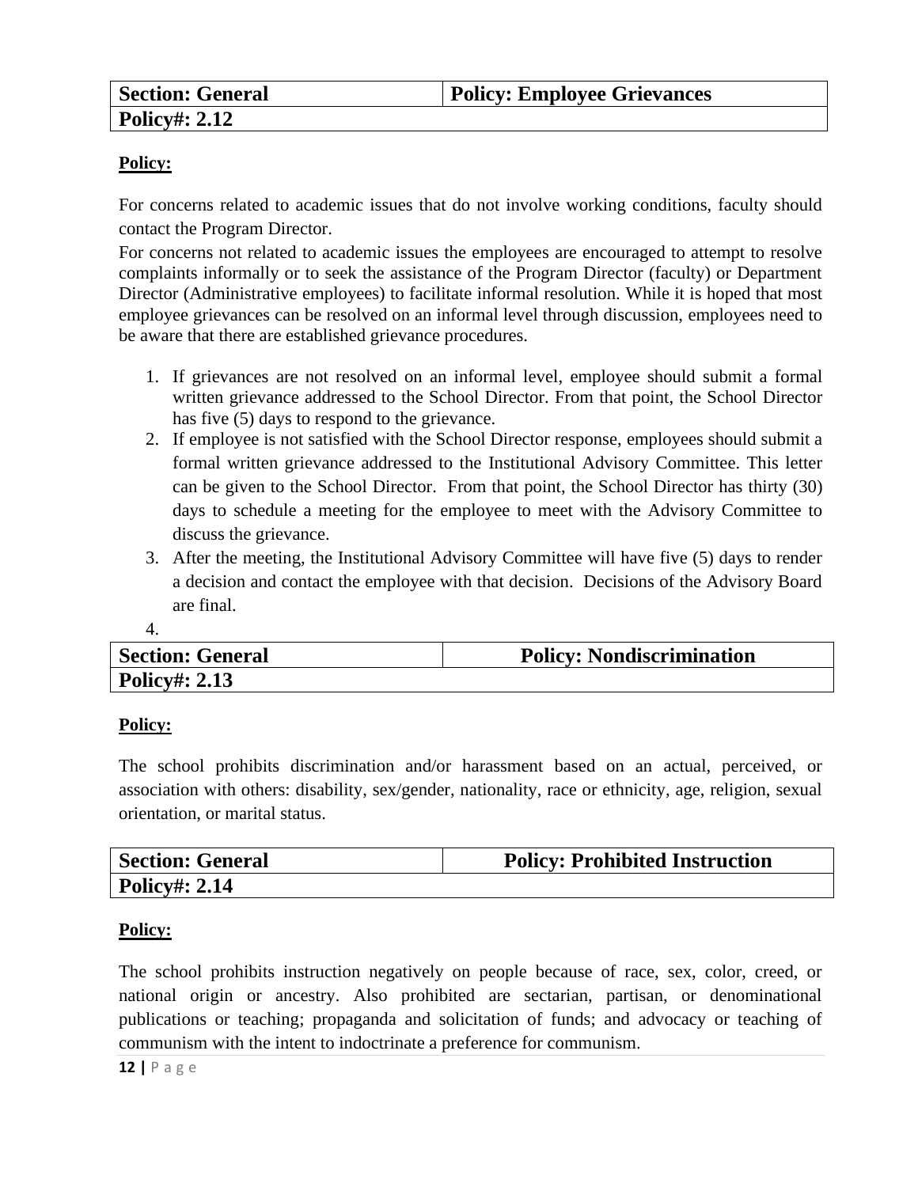| Section: General | Policy: Employee Grievances |
|---|---|
| Policy#: 2.12 | |

**Policy:**

For concerns related to academic issues that do not involve working conditions, faculty should contact the Program Director.

For concerns not related to academic issues the employees are encouraged to attempt to resolve complaints informally or to seek the assistance of the Program Director (faculty) or Department Director (Administrative employees) to facilitate informal resolution. While it is hoped that most employee grievances can be resolved on an informal level through discussion, employees need to be aware that there are established grievance procedures.

1. If grievances are not resolved on an informal level, employee should submit a formal written grievance addressed to the School Director. From that point, the School Director has five (5) days to respond to the grievance.
2. If employee is not satisfied with the School Director response, employees should submit a formal written grievance addressed to the Institutional Advisory Committee. This letter can be given to the School Director. From that point, the School Director has thirty (30) days to schedule a meeting for the employee to meet with the Advisory Committee to discuss the grievance.
3. After the meeting, the Institutional Advisory Committee will have five (5) days to render a decision and contact the employee with that decision. Decisions of the Advisory Board are final.
4.

| Section: General | Policy: Nondiscrimination |
|---|---|
| Policy#: 2.13 | |

**Policy:**

The school prohibits discrimination and/or harassment based on an actual, perceived, or association with others: disability, sex/gender, nationality, race or ethnicity, age, religion, sexual orientation, or marital status.

| Section: General | Policy: Prohibited Instruction |
|---|---|
| Policy#: 2.14 | |

**Policy:**

The school prohibits instruction negatively on people because of race, sex, color, creed, or national origin or ancestry. Also prohibited are sectarian, partisan, or denominational publications or teaching; propaganda and solicitation of funds; and advocacy or teaching of communism with the intent to indoctrinate a preference for communism.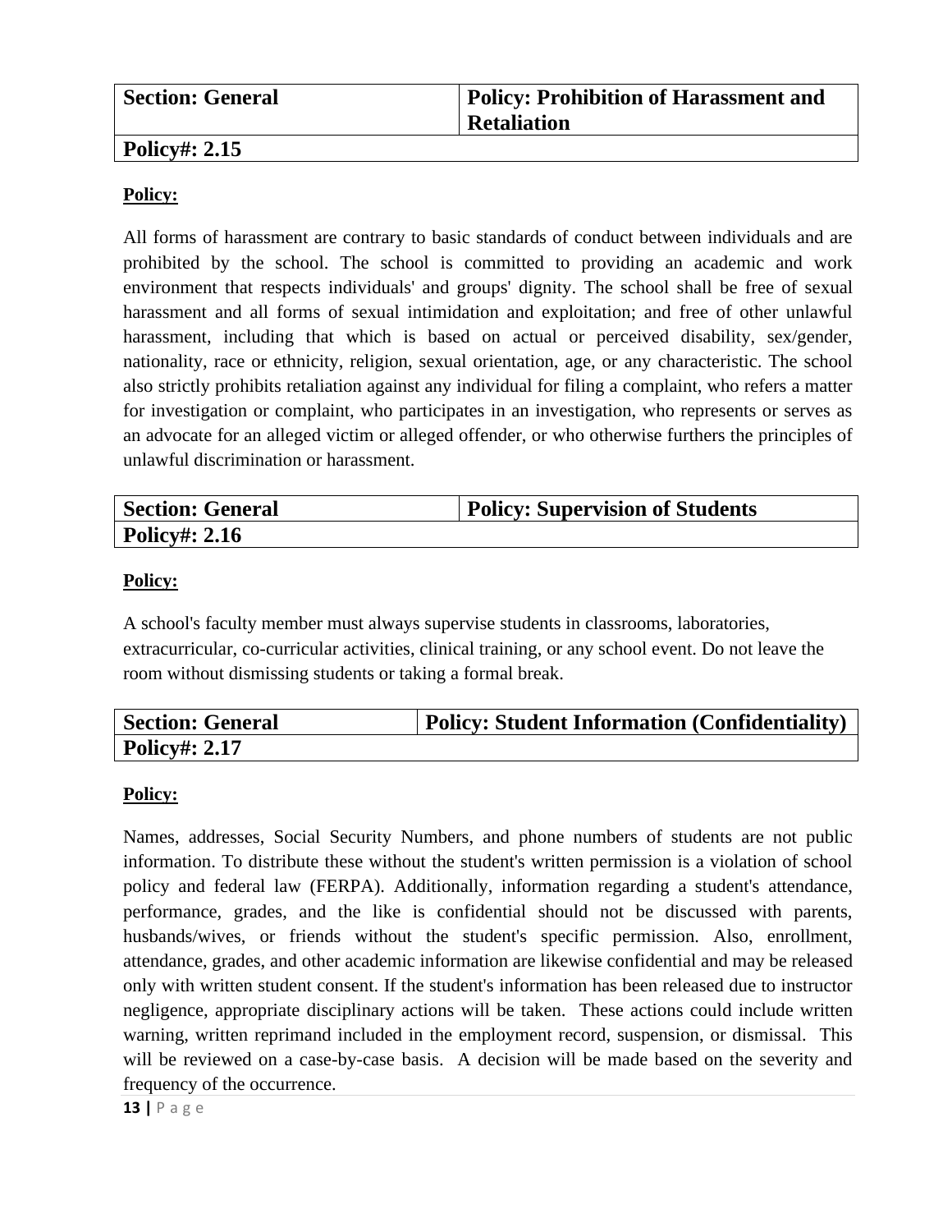| Section: General | Policy: Prohibition of Harassment and Retaliation |
|---|---|
| **Policy#: 2.15** | |

**Policy:**

All forms of harassment are contrary to basic standards of conduct between individuals and are prohibited by the school. The school is committed to providing an academic and work environment that respects individuals' and groups' dignity. The school shall be free of sexual harassment and all forms of sexual intimidation and exploitation; and free of other unlawful harassment, including that which is based on actual or perceived disability, sex/gender, nationality, race or ethnicity, religion, sexual orientation, age, or any characteristic. The school also strictly prohibits retaliation against any individual for filing a complaint, who refers a matter for investigation or complaint, who participates in an investigation, who represents or serves as an advocate for an alleged victim or alleged offender, or who otherwise furthers the principles of unlawful discrimination or harassment.

| Section: General | Policy: Supervision of Students |
|---|---|
| **Policy#: 2.16** | |

**Policy:**

A school's faculty member must always supervise students in classrooms, laboratories, extracurricular, co-curricular activities, clinical training, or any school event. Do not leave the room without dismissing students or taking a formal break.

| Section: General | Policy: Student Information (Confidentiality) |
|---|---|
| **Policy#: 2.17** | |

**Policy:**

Names, addresses, Social Security Numbers, and phone numbers of students are not public information. To distribute these without the student's written permission is a violation of school policy and federal law (FERPA). Additionally, information regarding a student's attendance, performance, grades, and the like is confidential should not be discussed with parents, husbands/wives, or friends without the student's specific permission. Also, enrollment, attendance, grades, and other academic information are likewise confidential and may be released only with written student consent. If the student's information has been released due to instructor negligence, appropriate disciplinary actions will be taken. These actions could include written warning, written reprimand included in the employment record, suspension, or dismissal. This will be reviewed on a case-by-case basis. A decision will be made based on the severity and frequency of the occurrence.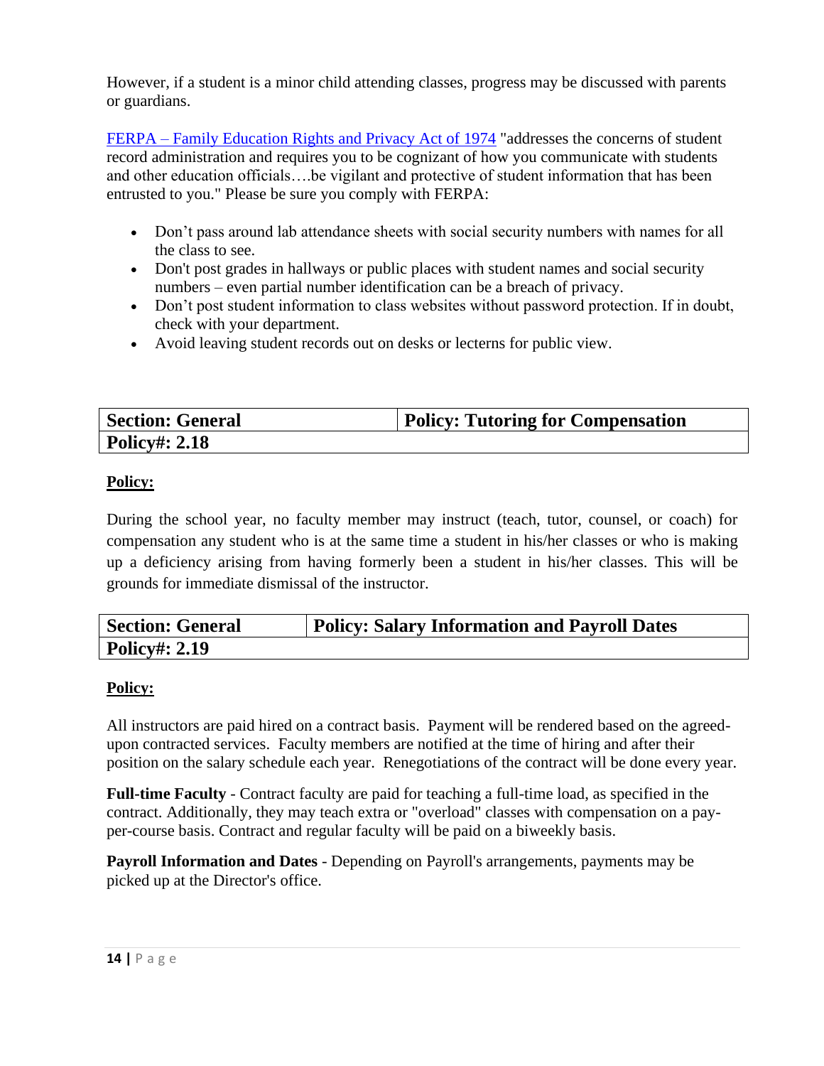However, if a student is a minor child attending classes, progress may be discussed with parents or guardians.

[FERPA – Family Education Rights and Privacy Act of 1974] "addresses the concerns of student record administration and requires you to be cognizant of how you communicate with students and other education officials….be vigilant and protective of student information that has been entrusted to you." Please be sure you comply with FERPA:

- Don't pass around lab attendance sheets with social security numbers with names for all the class to see.
- Don't post grades in hallways or public places with student names and social security numbers – even partial number identification can be a breach of privacy.
- Don't post student information to class websites without password protection. If in doubt, check with your department.
- Avoid leaving student records out on desks or lecterns for public view.

| **Section: General** | **Policy: Tutoring for Compensation** |
|---|---|
| **Policy#: 2.18** | |

**Policy:**

During the school year, no faculty member may instruct (teach, tutor, counsel, or coach) for compensation any student who is at the same time a student in his/her classes or who is making up a deficiency arising from having formerly been a student in his/her classes. This will be grounds for immediate dismissal of the instructor.

| **Section: General** | **Policy: Salary Information and Payroll Dates** |
|---|---|
| **Policy#: 2.19** | |

**Policy:**

All instructors are paid hired on a contract basis. Payment will be rendered based on the agreed-upon contracted services. Faculty members are notified at the time of hiring and after their position on the salary schedule each year. Renegotiations of the contract will be done every year.

**Full-time Faculty** - Contract faculty are paid for teaching a full-time load, as specified in the contract. Additionally, they may teach extra or "overload" classes with compensation on a pay-per-course basis. Contract and regular faculty will be paid on a biweekly basis.

**Payroll Information and Dates** - Depending on Payroll's arrangements, payments may be picked up at the Director's office.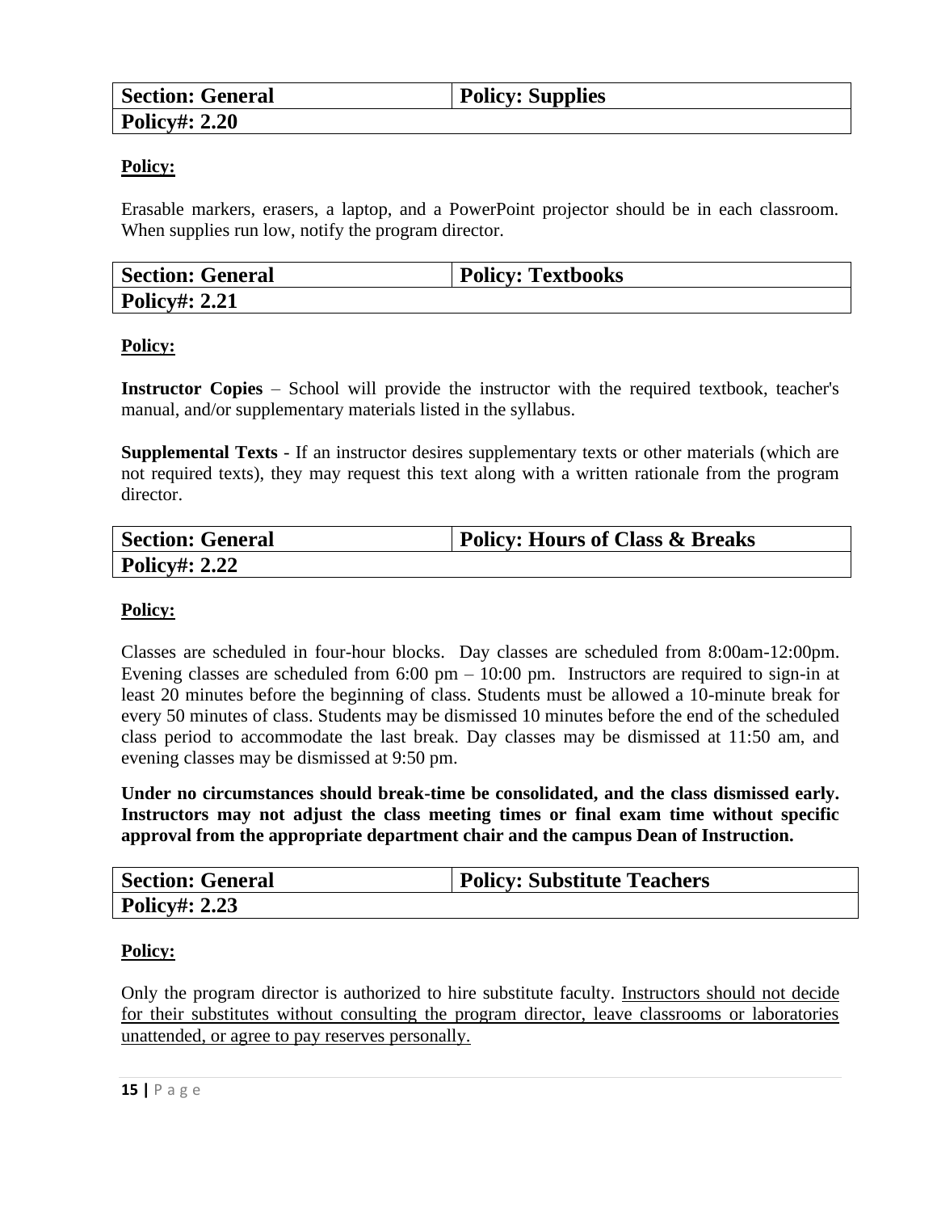| Section: General | Policy: Supplies |
| --- | --- |
| Policy#: 2.20 | |

**Policy:**

Erasable markers, erasers, a laptop, and a PowerPoint projector should be in each classroom. When supplies run low, notify the program director.

| Section: General | Policy: Textbooks |
| --- | --- |
| Policy#: 2.21 | |

**Policy:**

**Instructor Copies** – School will provide the instructor with the required textbook, teacher's manual, and/or supplementary materials listed in the syllabus.

**Supplemental Texts** - If an instructor desires supplementary texts or other materials (which are not required texts), they may request this text along with a written rationale from the program director.

| Section: General | Policy: Hours of Class & Breaks |
| --- | --- |
| Policy#: 2.22 | |

**Policy:**

Classes are scheduled in four-hour blocks. Day classes are scheduled from 8:00am-12:00pm. Evening classes are scheduled from 6:00 pm – 10:00 pm. Instructors are required to sign-in at least 20 minutes before the beginning of class. Students must be allowed a 10-minute break for every 50 minutes of class. Students may be dismissed 10 minutes before the end of the scheduled class period to accommodate the last break. Day classes may be dismissed at 11:50 am, and evening classes may be dismissed at 9:50 pm.

**Under no circumstances should break-time be consolidated, and the class dismissed early. Instructors may not adjust the class meeting times or final exam time without specific approval from the appropriate department chair and the campus Dean of Instruction.**

| Section: General | Policy: Substitute Teachers |
| --- | --- |
| Policy#: 2.23 | |

**Policy:**

Only the program director is authorized to hire substitute faculty. Instructors should not decide for their substitutes without consulting the program director, leave classrooms or laboratories unattended, or agree to pay reserves personally.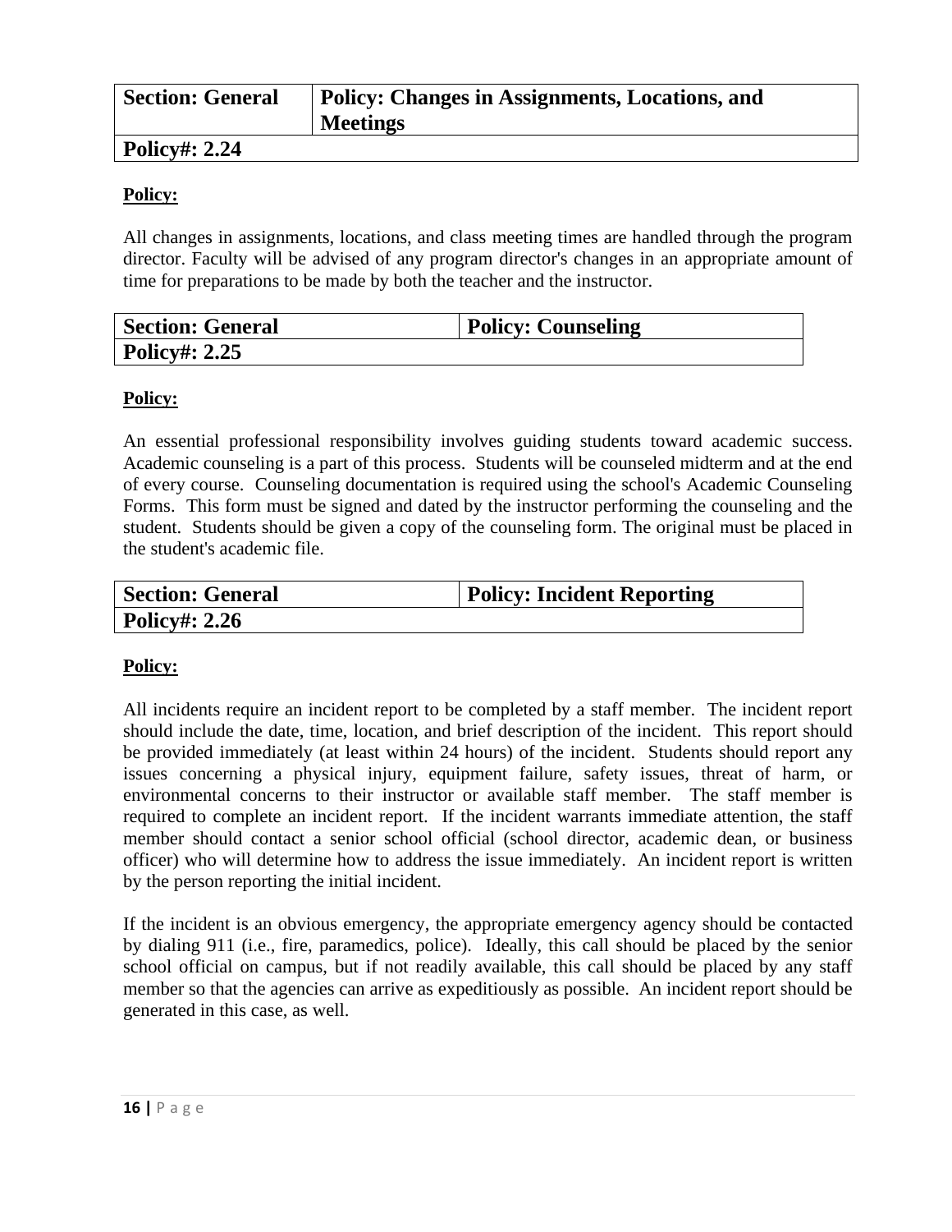| Section: General | Policy: Changes in Assignments, Locations, and Meetings |
|---|---|
| **Policy#: 2.24** | |

**Policy:**

All changes in assignments, locations, and class meeting times are handled through the program director. Faculty will be advised of any program director's changes in an appropriate amount of time for preparations to be made by both the teacher and the instructor.

| Section: General | Policy: Counseling |
|---|---|
| **Policy#: 2.25** | |

**Policy:**

An essential professional responsibility involves guiding students toward academic success. Academic counseling is a part of this process. Students will be counseled midterm and at the end of every course. Counseling documentation is required using the school's Academic Counseling Forms. This form must be signed and dated by the instructor performing the counseling and the student. Students should be given a copy of the counseling form. The original must be placed in the student's academic file.

| Section: General | Policy: Incident Reporting |
|---|---|
| **Policy#: 2.26** | |

**Policy:**

All incidents require an incident report to be completed by a staff member. The incident report should include the date, time, location, and brief description of the incident. This report should be provided immediately (at least within 24 hours) of the incident. Students should report any issues concerning a physical injury, equipment failure, safety issues, threat of harm, or environmental concerns to their instructor or available staff member. The staff member is required to complete an incident report. If the incident warrants immediate attention, the staff member should contact a senior school official (school director, academic dean, or business officer) who will determine how to address the issue immediately. An incident report is written by the person reporting the initial incident.

If the incident is an obvious emergency, the appropriate emergency agency should be contacted by dialing 911 (i.e., fire, paramedics, police). Ideally, this call should be placed by the senior school official on campus, but if not readily available, this call should be placed by any staff member so that the agencies can arrive as expeditiously as possible. An incident report should be generated in this case, as well.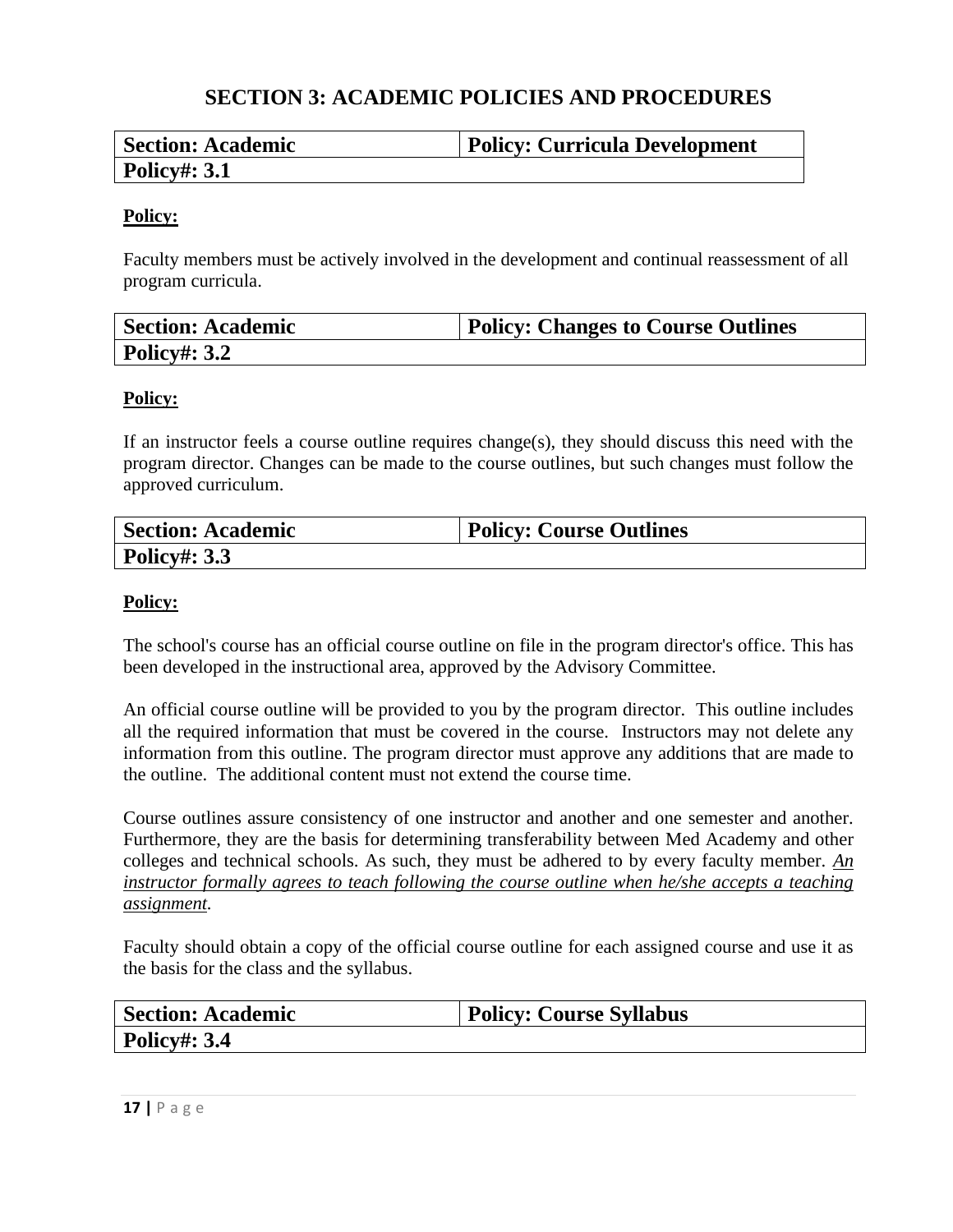# SECTION 3: ACADEMIC POLICIES AND PROCEDURES

| **Section: Academic** | **Policy: Curricula Development** |
|---|---|
| **Policy#: 3.1** | |

**Policy:**

Faculty members must be actively involved in the development and continual reassessment of all program curricula.

| **Section: Academic** | **Policy: Changes to Course Outlines** |
|---|---|
| **Policy#: 3.2** | |

**Policy:**

If an instructor feels a course outline requires change(s), they should discuss this need with the program director. Changes can be made to the course outlines, but such changes must follow the approved curriculum.

| **Section: Academic** | **Policy: Course Outlines** |
|---|---|
| **Policy#: 3.3** | |

**Policy:**

The school's course has an official course outline on file in the program director's office. This has been developed in the instructional area, approved by the Advisory Committee.

An official course outline will be provided to you by the program director. This outline includes all the required information that must be covered in the course. Instructors may not delete any information from this outline. The program director must approve any additions that are made to the outline. The additional content must not extend the course time.

Course outlines assure consistency of one instructor and another and one semester and another. Furthermore, they are the basis for determining transferability between Med Academy and other colleges and technical schools. As such, they must be adhered to by every faculty member. *An instructor formally agrees to teach following the course outline when he/she accepts a teaching assignment.*

Faculty should obtain a copy of the official course outline for each assigned course and use it as the basis for the class and the syllabus.

| **Section: Academic** | **Policy: Course Syllabus** |
|---|---|
| **Policy#: 3.4** | |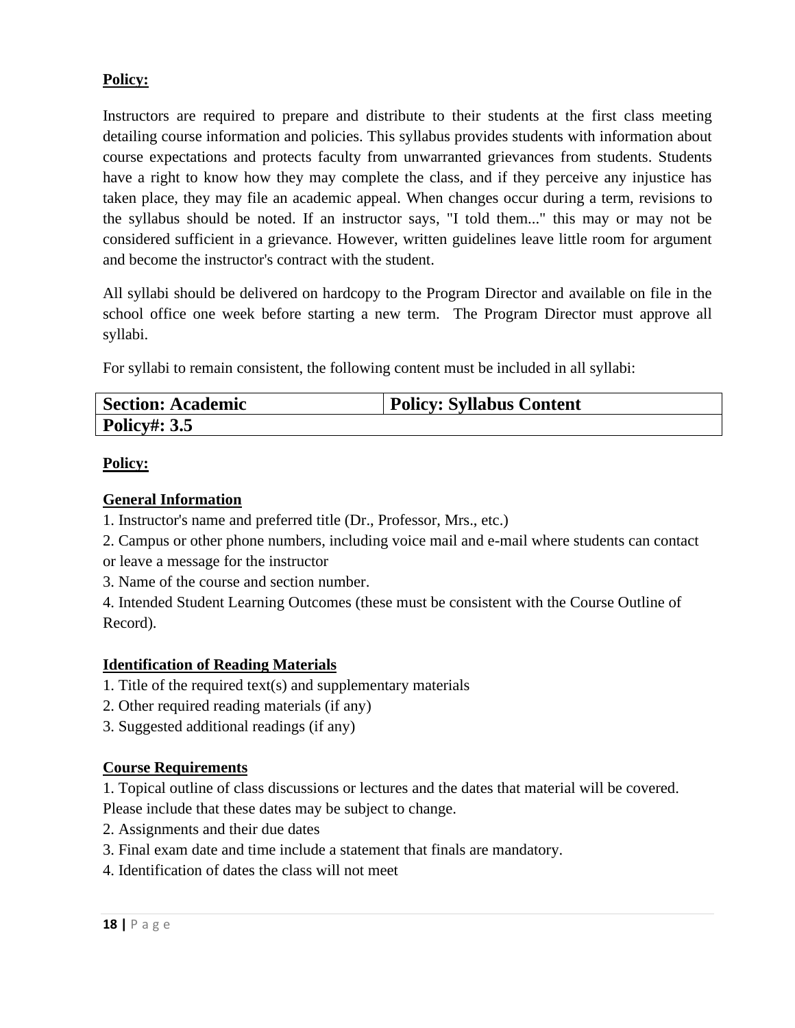**Policy:**

Instructors are required to prepare and distribute to their students at the first class meeting detailing course information and policies. This syllabus provides students with information about course expectations and protects faculty from unwarranted grievances from students. Students have a right to know how they may complete the class, and if they perceive any injustice has taken place, they may file an academic appeal. When changes occur during a term, revisions to the syllabus should be noted. If an instructor says, "I told them..." this may or may not be considered sufficient in a grievance. However, written guidelines leave little room for argument and become the instructor's contract with the student.

All syllabi should be delivered on hardcopy to the Program Director and available on file in the school office one week before starting a new term. The Program Director must approve all syllabi.

For syllabi to remain consistent, the following content must be included in all syllabi:

| | |
|---|---|
| **Section: Academic** | **Policy: Syllabus Content** |
| **Policy#: 3.5** | |

**Policy:**

**General Information**

1. Instructor's name and preferred title (Dr., Professor, Mrs., etc.)
2. Campus or other phone numbers, including voice mail and e-mail where students can contact or leave a message for the instructor
3. Name of the course and section number.
4. Intended Student Learning Outcomes (these must be consistent with the Course Outline of Record).

**Identification of Reading Materials**

1. Title of the required text(s) and supplementary materials
2. Other required reading materials (if any)
3. Suggested additional readings (if any)

**Course Requirements**

1. Topical outline of class discussions or lectures and the dates that material will be covered. Please include that these dates may be subject to change.
2. Assignments and their due dates
3. Final exam date and time include a statement that finals are mandatory.
4. Identification of dates the class will not meet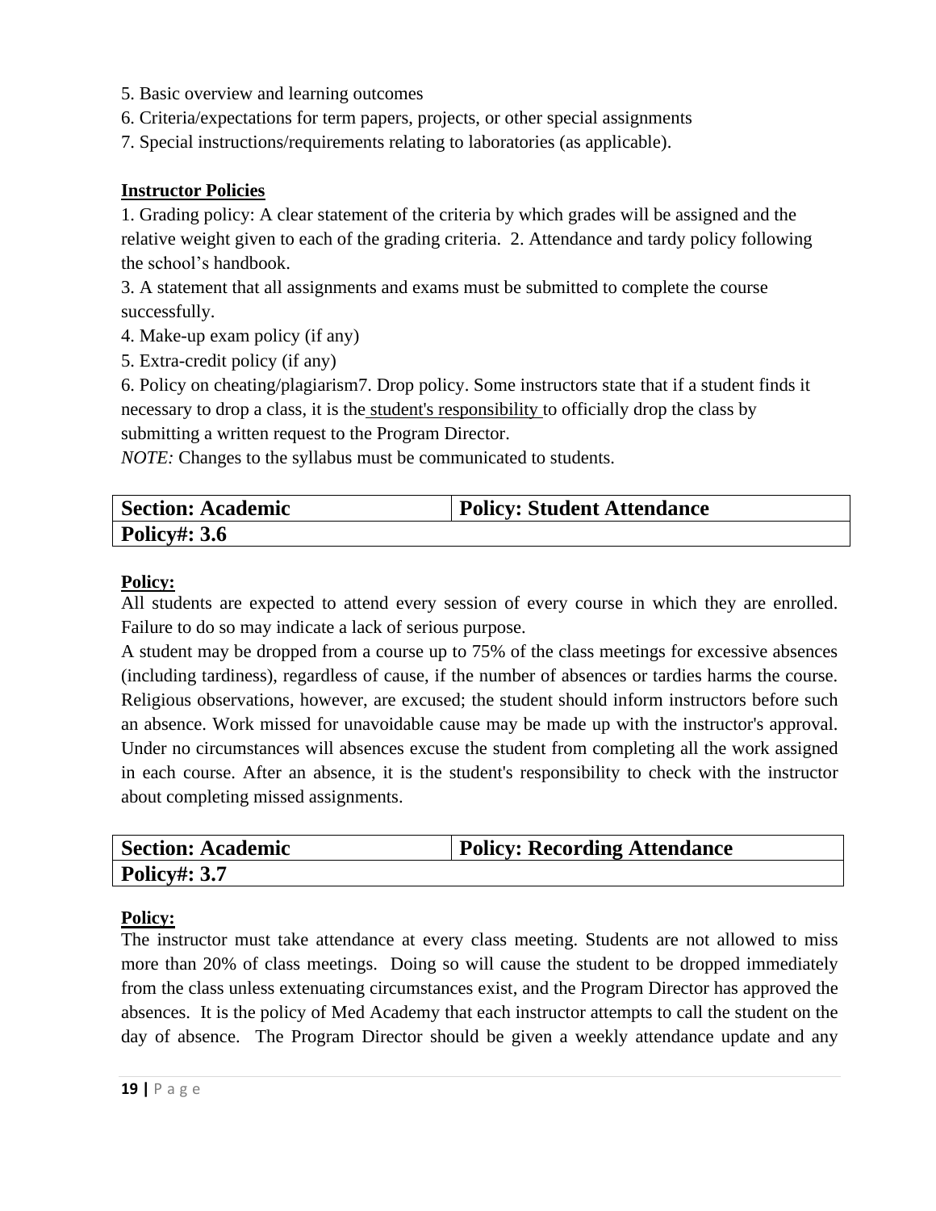5. Basic overview and learning outcomes
6. Criteria/expectations for term papers, projects, or other special assignments
7. Special instructions/requirements relating to laboratories (as applicable).

**Instructor Policies**

1. Grading policy: A clear statement of the criteria by which grades will be assigned and the relative weight given to each of the grading criteria. 2. Attendance and tardy policy following the school's handbook.
3. A statement that all assignments and exams must be submitted to complete the course successfully.
4. Make-up exam policy (if any)
5. Extra-credit policy (if any)
6. Policy on cheating/plagiarism7. Drop policy. Some instructors state that if a student finds it necessary to drop a class, it is the student's responsibility to officially drop the class by submitting a written request to the Program Director.

*NOTE:* Changes to the syllabus must be communicated to students.

| **Section: Academic** | **Policy: Student Attendance** |
|---|---|
| **Policy#: 3.6** | |

**Policy:**

All students are expected to attend every session of every course in which they are enrolled. Failure to do so may indicate a lack of serious purpose.

A student may be dropped from a course up to 75% of the class meetings for excessive absences (including tardiness), regardless of cause, if the number of absences or tardies harms the course. Religious observations, however, are excused; the student should inform instructors before such an absence. Work missed for unavoidable cause may be made up with the instructor's approval. Under no circumstances will absences excuse the student from completing all the work assigned in each course. After an absence, it is the student's responsibility to check with the instructor about completing missed assignments.

| **Section: Academic** | **Policy: Recording Attendance** |
|---|---|
| **Policy#: 3.7** | |

**Policy:**

The instructor must take attendance at every class meeting. Students are not allowed to miss more than 20% of class meetings. Doing so will cause the student to be dropped immediately from the class unless extenuating circumstances exist, and the Program Director has approved the absences. It is the policy of Med Academy that each instructor attempts to call the student on the day of absence. The Program Director should be given a weekly attendance update and any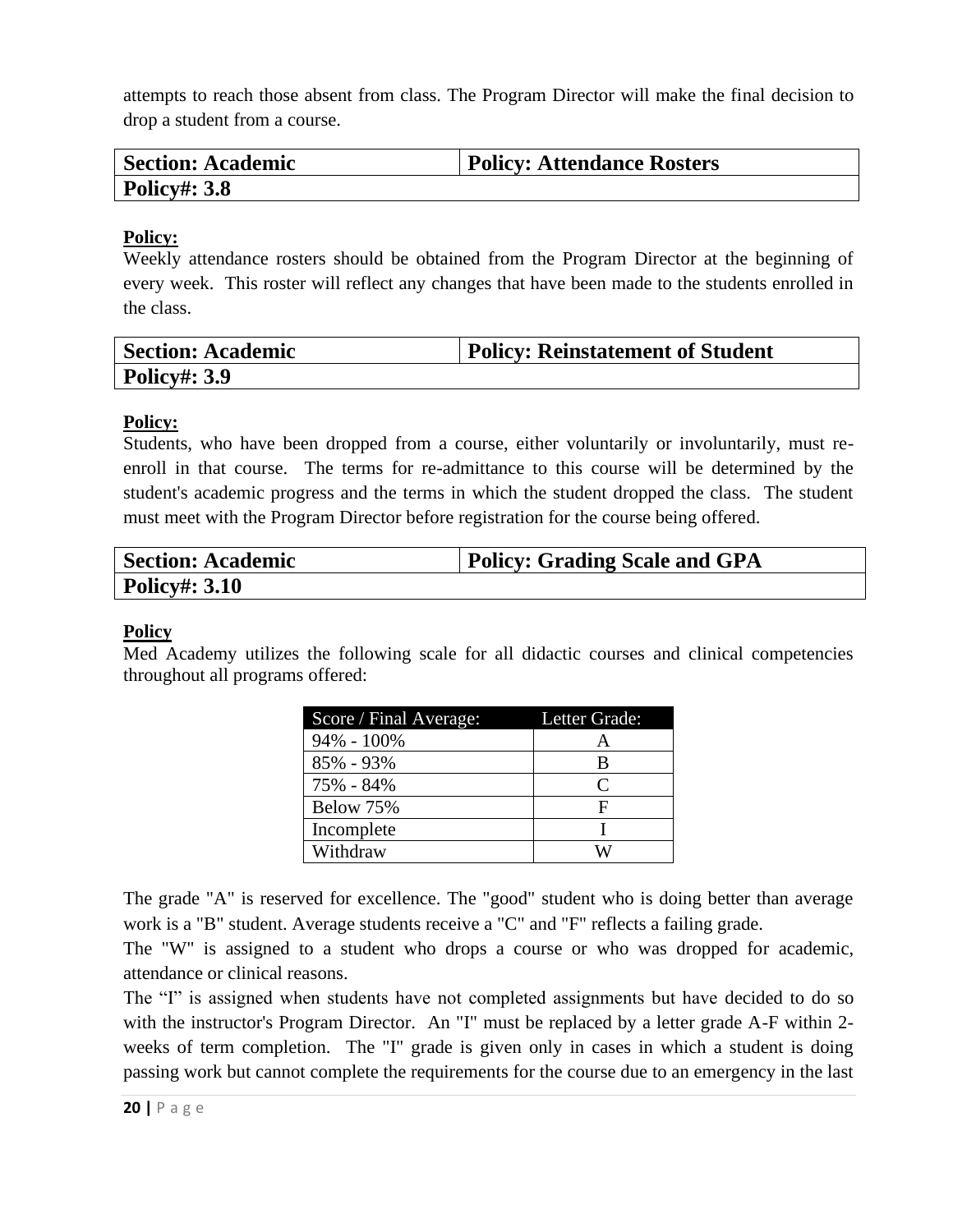attempts to reach those absent from class. The Program Director will make the final decision to drop a student from a course.

| **Section: Academic** | **Policy: Attendance Rosters** |
|---|---|
| **Policy#: 3.8** | |

**Policy:**

Weekly attendance rosters should be obtained from the Program Director at the beginning of every week. This roster will reflect any changes that have been made to the students enrolled in the class.

| **Section: Academic** | **Policy: Reinstatement of Student** |
|---|---|
| **Policy#: 3.9** | |

**Policy:**

Students, who have been dropped from a course, either voluntarily or involuntarily, must re-enroll in that course. The terms for re-admittance to this course will be determined by the student's academic progress and the terms in which the student dropped the class. The student must meet with the Program Director before registration for the course being offered.

| **Section: Academic** | **Policy: Grading Scale and GPA** |
|---|---|
| **Policy#: 3.10** | |

**Policy**

Med Academy utilizes the following scale for all didactic courses and clinical competencies throughout all programs offered:

| Score / Final Average: | Letter Grade: |
|---|---|
| 94% - 100% | A |
| 85% - 93% | B |
| 75% - 84% | C |
| Below 75% | F |
| Incomplete | I |
| Withdraw | W |

The grade "A" is reserved for excellence. The "good" student who is doing better than average work is a "B" student. Average students receive a "C" and "F" reflects a failing grade.

The "W" is assigned to a student who drops a course or who was dropped for academic, attendance or clinical reasons.

The "I" is assigned when students have not completed assignments but have decided to do so with the instructor's Program Director. An "I" must be replaced by a letter grade A-F within 2-weeks of term completion. The "I" grade is given only in cases in which a student is doing passing work but cannot complete the requirements for the course due to an emergency in the last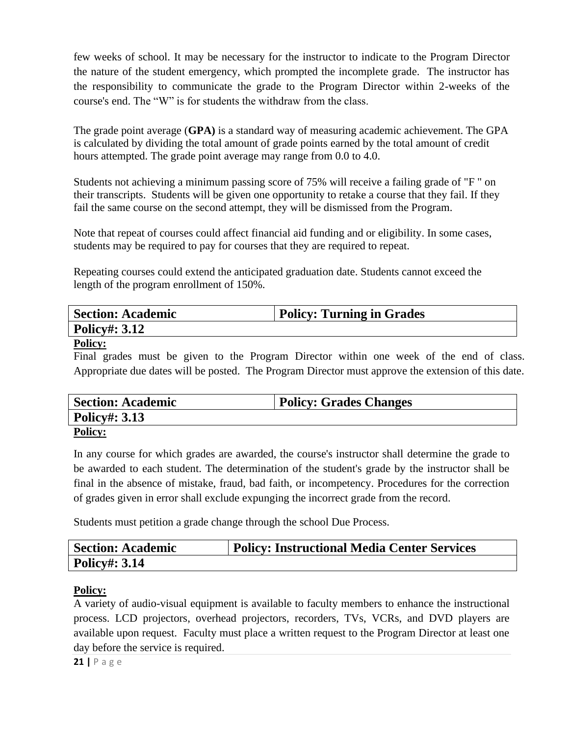few weeks of school. It may be necessary for the instructor to indicate to the Program Director the nature of the student emergency, which prompted the incomplete grade. The instructor has the responsibility to communicate the grade to the Program Director within 2-weeks of the course's end. The "W" is for students the withdraw from the class.

The grade point average (**GPA)** is a standard way of measuring academic achievement. The GPA is calculated by dividing the total amount of grade points earned by the total amount of credit hours attempted. The grade point average may range from 0.0 to 4.0.

Students not achieving a minimum passing score of 75% will receive a failing grade of "F " on their transcripts. Students will be given one opportunity to retake a course that they fail. If they fail the same course on the second attempt, they will be dismissed from the Program.

Note that repeat of courses could affect financial aid funding and or eligibility. In some cases, students may be required to pay for courses that they are required to repeat.

Repeating courses could extend the anticipated graduation date. Students cannot exceed the length of the program enrollment of 150%.

| **Section: Academic** | **Policy: Turning in Grades** |
|---|---|
| **Policy#: 3.12** | |

**Policy:**

Final grades must be given to the Program Director within one week of the end of class. Appropriate due dates will be posted. The Program Director must approve the extension of this date.

| **Section: Academic** | **Policy: Grades Changes** |
|---|---|
| **Policy#: 3.13** | |

**Policy:**

In any course for which grades are awarded, the course's instructor shall determine the grade to be awarded to each student. The determination of the student's grade by the instructor shall be final in the absence of mistake, fraud, bad faith, or incompetency. Procedures for the correction of grades given in error shall exclude expunging the incorrect grade from the record.

Students must petition a grade change through the school Due Process.

| **Section: Academic** | **Policy: Instructional Media Center Services** |
|---|---|
| **Policy#: 3.14** | |

**Policy:**

A variety of audio-visual equipment is available to faculty members to enhance the instructional process. LCD projectors, overhead projectors, recorders, TVs, VCRs, and DVD players are available upon request. Faculty must place a written request to the Program Director at least one day before the service is required.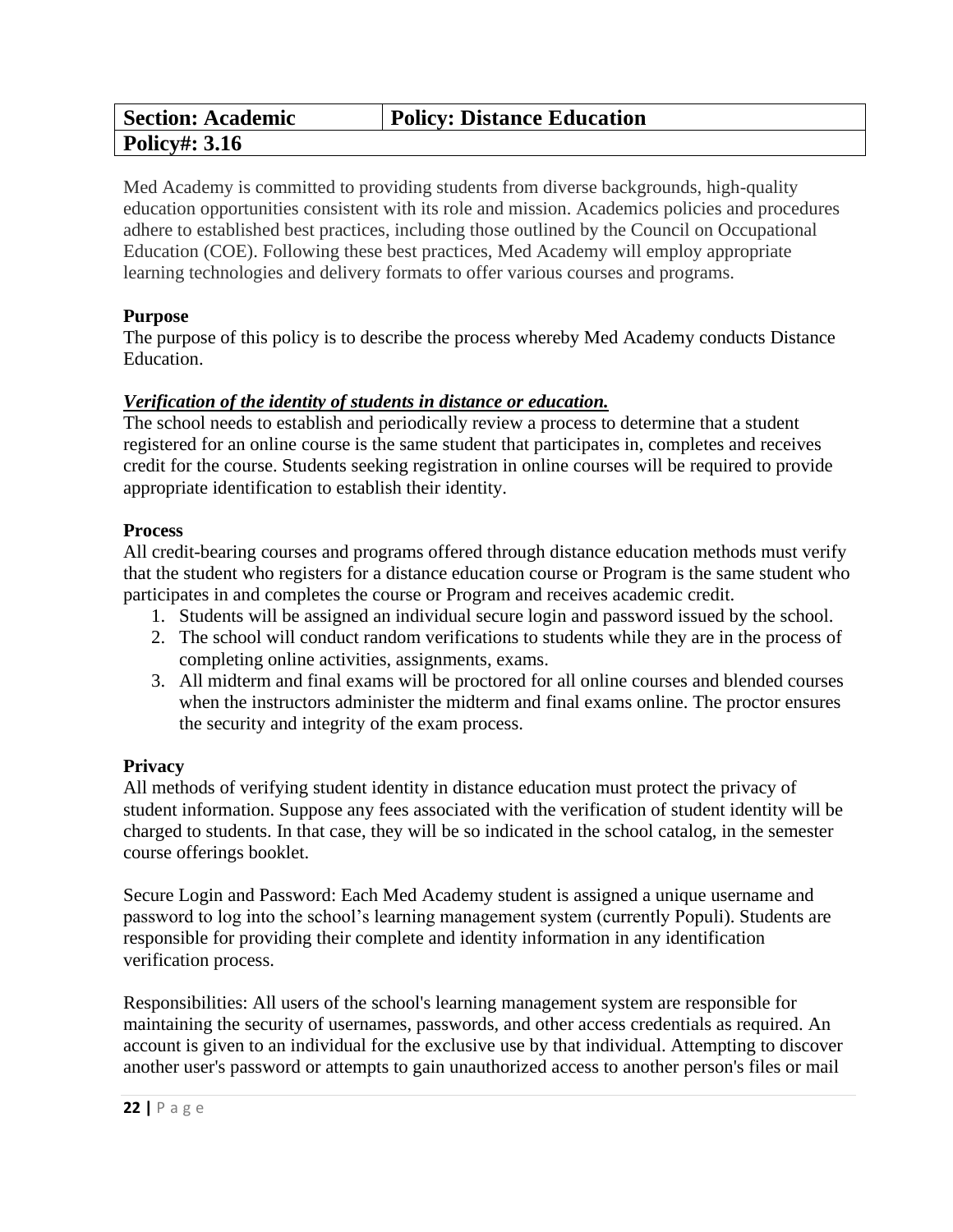| Section: Academic | Policy: Distance Education |
| --- | --- |
| **Policy#: 3.16** | |

Med Academy is committed to providing students from diverse backgrounds, high-quality education opportunities consistent with its role and mission. Academics policies and procedures adhere to established best practices, including those outlined by the Council on Occupational Education (COE). Following these best practices, Med Academy will employ appropriate learning technologies and delivery formats to offer various courses and programs.

**Purpose**
The purpose of this policy is to describe the process whereby Med Academy conducts Distance Education.

***Verification of the identity of students in distance or education.***
The school needs to establish and periodically review a process to determine that a student registered for an online course is the same student that participates in, completes and receives credit for the course. Students seeking registration in online courses will be required to provide appropriate identification to establish their identity.

**Process**
All credit-bearing courses and programs offered through distance education methods must verify that the student who registers for a distance education course or Program is the same student who participates in and completes the course or Program and receives academic credit.

1. Students will be assigned an individual secure login and password issued by the school.
2. The school will conduct random verifications to students while they are in the process of completing online activities, assignments, exams.
3. All midterm and final exams will be proctored for all online courses and blended courses when the instructors administer the midterm and final exams online. The proctor ensures the security and integrity of the exam process.

**Privacy**
All methods of verifying student identity in distance education must protect the privacy of student information. Suppose any fees associated with the verification of student identity will be charged to students. In that case, they will be so indicated in the school catalog, in the semester course offerings booklet.

Secure Login and Password: Each Med Academy student is assigned a unique username and password to log into the school's learning management system (currently Populi). Students are responsible for providing their complete and identity information in any identification verification process.

Responsibilities: All users of the school's learning management system are responsible for maintaining the security of usernames, passwords, and other access credentials as required. An account is given to an individual for the exclusive use by that individual. Attempting to discover another user's password or attempts to gain unauthorized access to another person's files or mail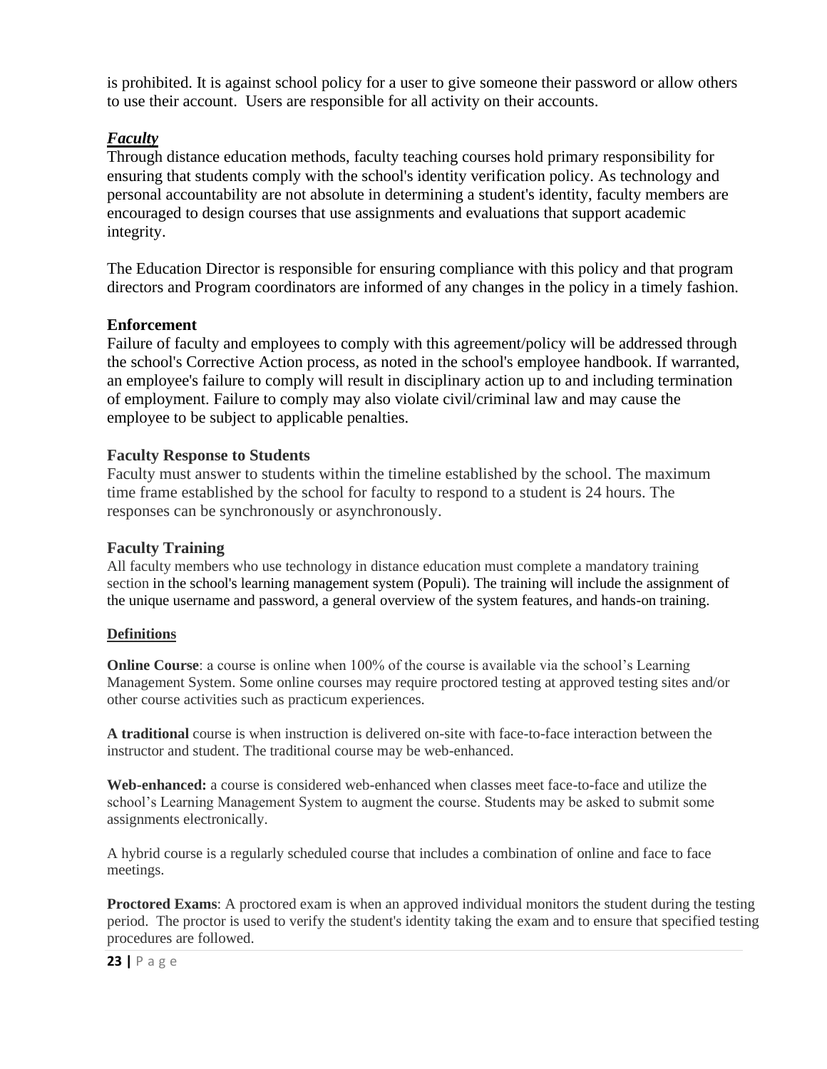is prohibited. It is against school policy for a user to give someone their password or allow others to use their account. Users are responsible for all activity on their accounts.

### ***Faculty***

Through distance education methods, faculty teaching courses hold primary responsibility for ensuring that students comply with the school's identity verification policy. As technology and personal accountability are not absolute in determining a student's identity, faculty members are encouraged to design courses that use assignments and evaluations that support academic integrity.

The Education Director is responsible for ensuring compliance with this policy and that program directors and Program coordinators are informed of any changes in the policy in a timely fashion.

### Enforcement

Failure of faculty and employees to comply with this agreement/policy will be addressed through the school's Corrective Action process, as noted in the school's employee handbook. If warranted, an employee's failure to comply will result in disciplinary action up to and including termination of employment. Failure to comply may also violate civil/criminal law and may cause the employee to be subject to applicable penalties.

### Faculty Response to Students

Faculty must answer to students within the timeline established by the school. The maximum time frame established by the school for faculty to respond to a student is 24 hours. The responses can be synchronously or asynchronously.

### Faculty Training

All faculty members who use technology in distance education must complete a mandatory training section in the school's learning management system (Populi). The training will include the assignment of the unique username and password, a general overview of the system features, and hands-on training.

#### Definitions

**Online Course**: a course is online when 100% of the course is available via the school's Learning Management System. Some online courses may require proctored testing at approved testing sites and/or other course activities such as practicum experiences.

**A traditional** course is when instruction is delivered on-site with face-to-face interaction between the instructor and student. The traditional course may be web-enhanced.

**Web-enhanced:** a course is considered web-enhanced when classes meet face-to-face and utilize the school's Learning Management System to augment the course. Students may be asked to submit some assignments electronically.

A hybrid course is a regularly scheduled course that includes a combination of online and face to face meetings.

**Proctored Exams**: A proctored exam is when an approved individual monitors the student during the testing period. The proctor is used to verify the student's identity taking the exam and to ensure that specified testing procedures are followed.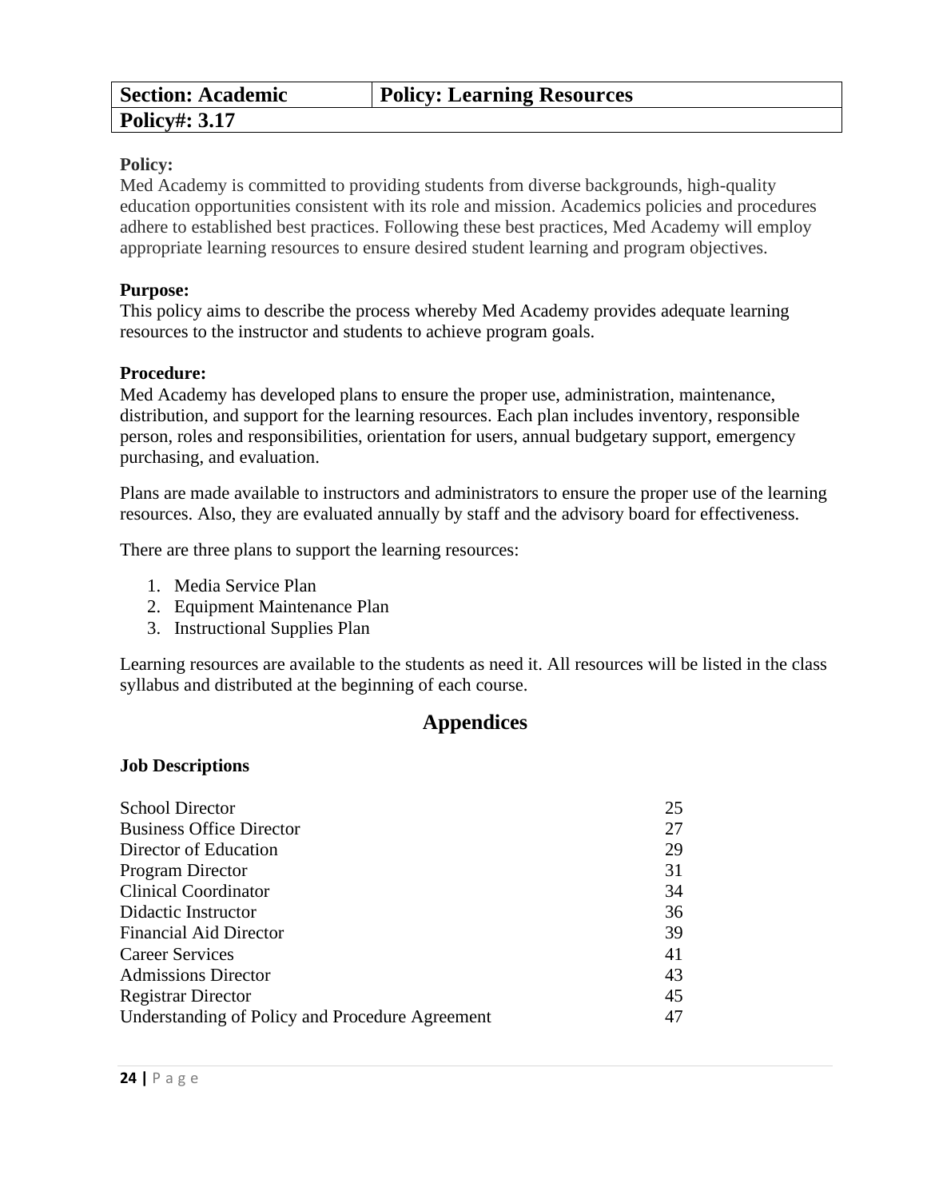| Section: Academic | Policy: Learning Resources |
| --- | --- |
| **Policy#: 3.17** | |

**Policy:**
Med Academy is committed to providing students from diverse backgrounds, high-quality education opportunities consistent with its role and mission. Academics policies and procedures adhere to established best practices. Following these best practices, Med Academy will employ appropriate learning resources to ensure desired student learning and program objectives.

**Purpose:**
This policy aims to describe the process whereby Med Academy provides adequate learning resources to the instructor and students to achieve program goals.

**Procedure:**
Med Academy has developed plans to ensure the proper use, administration, maintenance, distribution, and support for the learning resources. Each plan includes inventory, responsible person, roles and responsibilities, orientation for users, annual budgetary support, emergency purchasing, and evaluation.

Plans are made available to instructors and administrators to ensure the proper use of the learning resources. Also, they are evaluated annually by staff and the advisory board for effectiveness.

There are three plans to support the learning resources:

1. Media Service Plan
2. Equipment Maintenance Plan
3. Instructional Supplies Plan

Learning resources are available to the students as need it. All resources will be listed in the class syllabus and distributed at the beginning of each course.

# Appendices

**Job Descriptions**

| | |
| --- | --- |
| School Director | 25 |
| Business Office Director | 27 |
| Director of Education | 29 |
| Program Director | 31 |
| Clinical Coordinator | 34 |
| Didactic Instructor | 36 |
| Financial Aid Director | 39 |
| Career Services | 41 |
| Admissions Director | 43 |
| Registrar Director | 45 |
| Understanding of Policy and Procedure Agreement | 47 |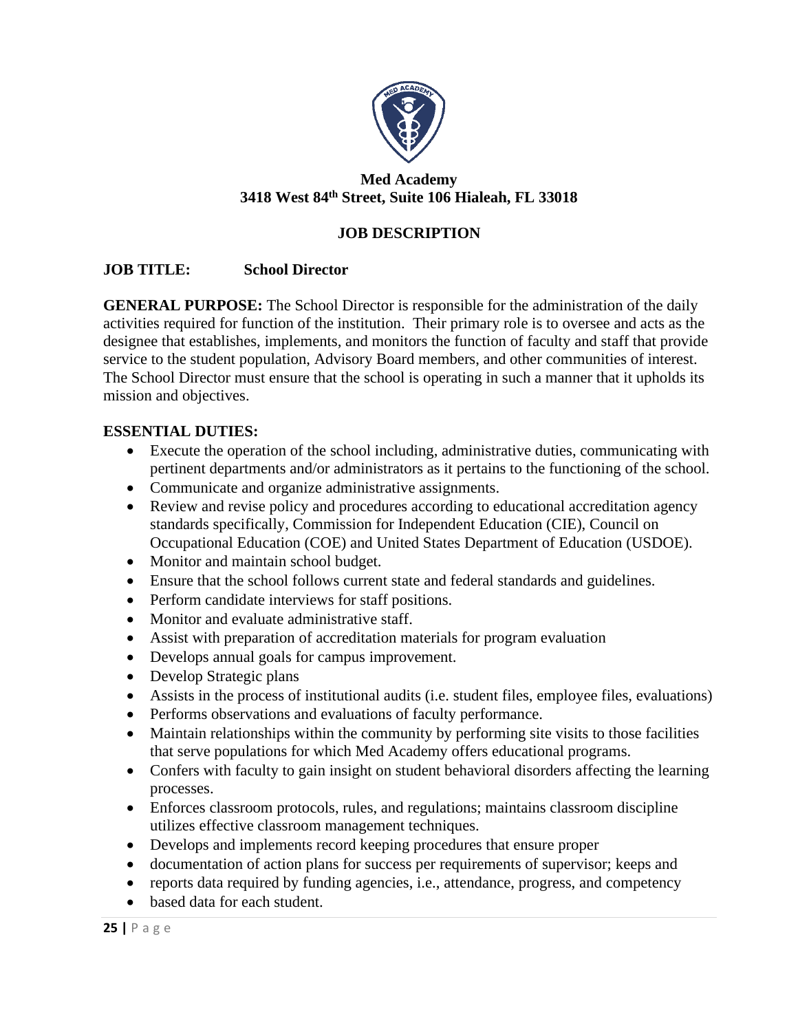**Med Academy**
**3418 West 84th Street, Suite 106 Hialeah, FL 33018**

## JOB DESCRIPTION

**JOB TITLE:** **School Director**

**GENERAL PURPOSE:** The School Director is responsible for the administration of the daily activities required for function of the institution. Their primary role is to oversee and acts as the designee that establishes, implements, and monitors the function of faculty and staff that provide service to the student population, Advisory Board members, and other communities of interest. The School Director must ensure that the school is operating in such a manner that it upholds its mission and objectives.

**ESSENTIAL DUTIES:**

- Execute the operation of the school including, administrative duties, communicating with pertinent departments and/or administrators as it pertains to the functioning of the school.
- Communicate and organize administrative assignments.
- Review and revise policy and procedures according to educational accreditation agency standards specifically, Commission for Independent Education (CIE), Council on Occupational Education (COE) and United States Department of Education (USDOE).
- Monitor and maintain school budget.
- Ensure that the school follows current state and federal standards and guidelines.
- Perform candidate interviews for staff positions.
- Monitor and evaluate administrative staff.
- Assist with preparation of accreditation materials for program evaluation
- Develops annual goals for campus improvement.
- Develop Strategic plans
- Assists in the process of institutional audits (i.e. student files, employee files, evaluations)
- Performs observations and evaluations of faculty performance.
- Maintain relationships within the community by performing site visits to those facilities that serve populations for which Med Academy offers educational programs.
- Confers with faculty to gain insight on student behavioral disorders affecting the learning processes.
- Enforces classroom protocols, rules, and regulations; maintains classroom discipline utilizes effective classroom management techniques.
- Develops and implements record keeping procedures that ensure proper
- documentation of action plans for success per requirements of supervisor; keeps and
- reports data required by funding agencies, i.e., attendance, progress, and competency
- based data for each student.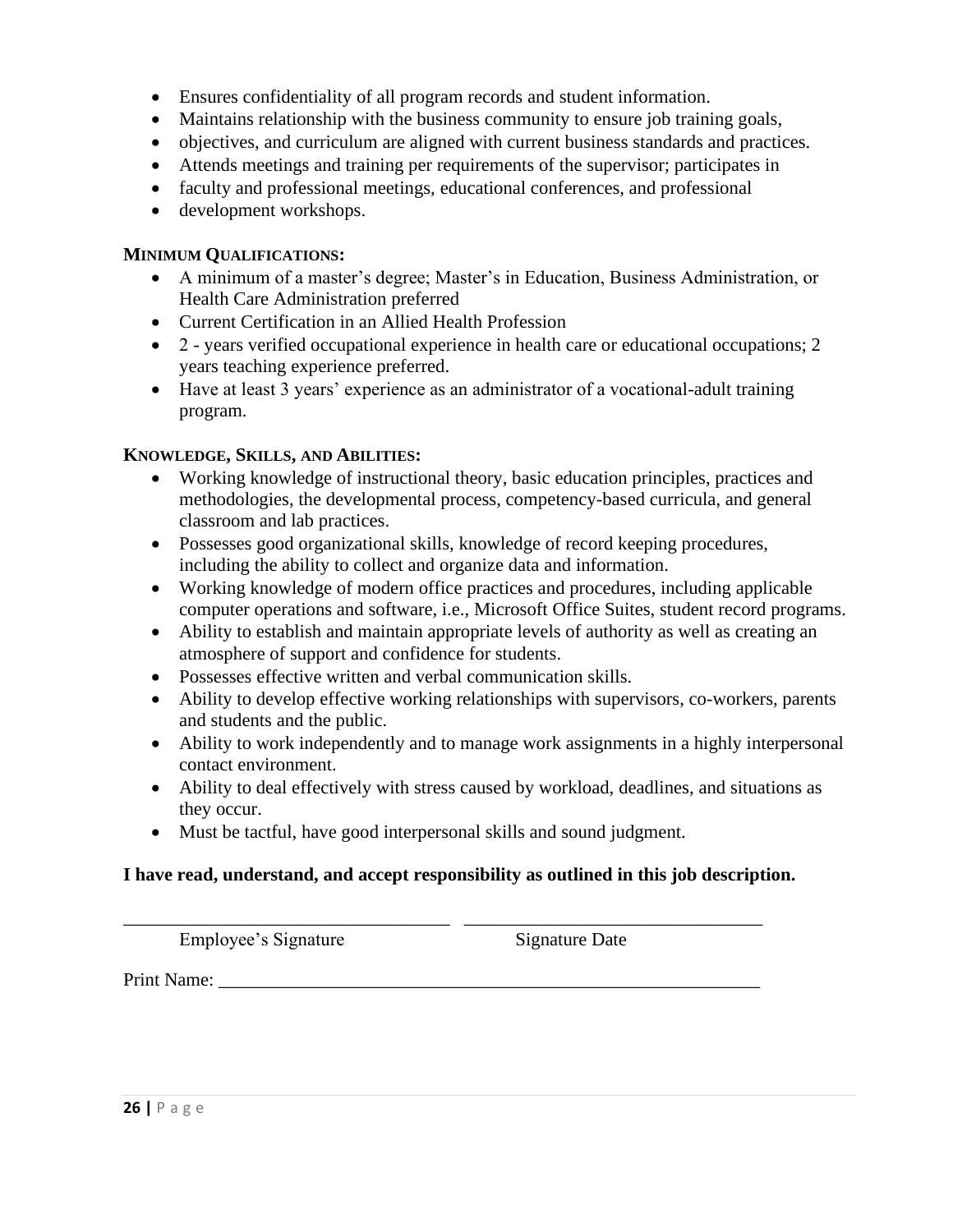- Ensures confidentiality of all program records and student information.
- Maintains relationship with the business community to ensure job training goals,
- objectives, and curriculum are aligned with current business standards and practices.
- Attends meetings and training per requirements of the supervisor; participates in
- faculty and professional meetings, educational conferences, and professional
- development workshops.

**MINIMUM QUALIFICATIONS:**

- A minimum of a master's degree; Master's in Education, Business Administration, or Health Care Administration preferred
- Current Certification in an Allied Health Profession
- 2 - years verified occupational experience in health care or educational occupations; 2 years teaching experience preferred.
- Have at least 3 years' experience as an administrator of a vocational-adult training program.

**KNOWLEDGE, SKILLS, AND ABILITIES:**

- Working knowledge of instructional theory, basic education principles, practices and methodologies, the developmental process, competency-based curricula, and general classroom and lab practices.
- Possesses good organizational skills, knowledge of record keeping procedures, including the ability to collect and organize data and information.
- Working knowledge of modern office practices and procedures, including applicable computer operations and software, i.e., Microsoft Office Suites, student record programs.
- Ability to establish and maintain appropriate levels of authority as well as creating an atmosphere of support and confidence for students.
- Possesses effective written and verbal communication skills.
- Ability to develop effective working relationships with supervisors, co-workers, parents and students and the public.
- Ability to work independently and to manage work assignments in a highly interpersonal contact environment.
- Ability to deal effectively with stress caused by workload, deadlines, and situations as they occur.
- Must be tactful, have good interpersonal skills and sound judgment.

**I have read, understand, and accept responsibility as outlined in this job description.**

\_\_\_\_\_\_\_\_\_\_\_\_\_\_\_\_\_\_\_\_\_\_\_\_\_\_\_\_\_\_\_\_\_\_\_ \_\_\_\_\_\_\_\_\_\_\_\_\_\_\_\_\_\_\_\_\_\_\_\_\_\_\_\_\_\_\_\_

Employee's Signature Signature Date

Print Name: \_\_\_\_\_\_\_\_\_\_\_\_\_\_\_\_\_\_\_\_\_\_\_\_\_\_\_\_\_\_\_\_\_\_\_\_\_\_\_\_\_\_\_\_\_\_\_\_\_\_\_\_\_\_\_\_\_\_\_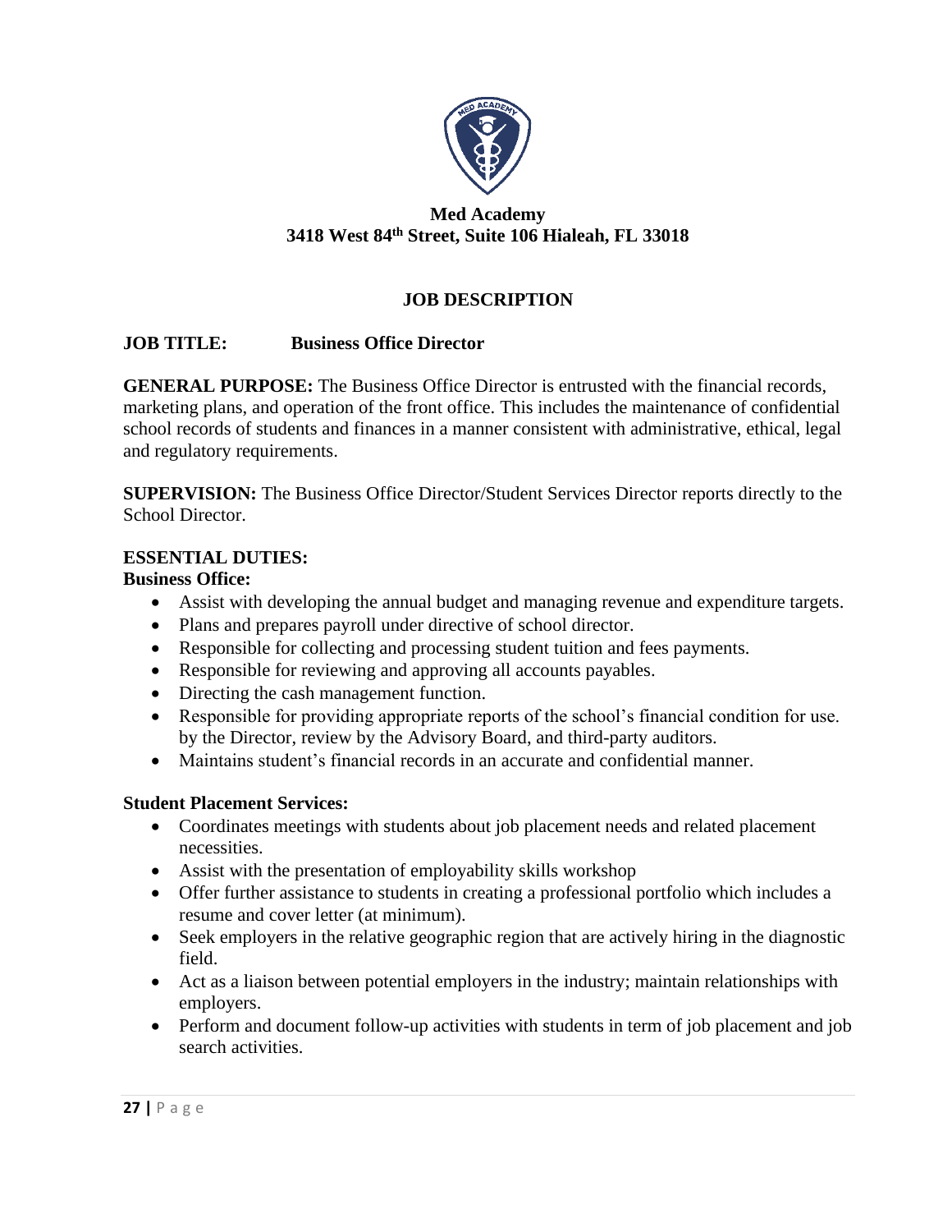**Med Academy**
**3418 West 84th Street, Suite 106 Hialeah, FL 33018**

## JOB DESCRIPTION

**JOB TITLE:** **Business Office Director**

**GENERAL PURPOSE:** The Business Office Director is entrusted with the financial records, marketing plans, and operation of the front office. This includes the maintenance of confidential school records of students and finances in a manner consistent with administrative, ethical, legal and regulatory requirements.

**SUPERVISION:** The Business Office Director/Student Services Director reports directly to the School Director.

**ESSENTIAL DUTIES:**

**Business Office:**

- Assist with developing the annual budget and managing revenue and expenditure targets.
- Plans and prepares payroll under directive of school director.
- Responsible for collecting and processing student tuition and fees payments.
- Responsible for reviewing and approving all accounts payables.
- Directing the cash management function.
- Responsible for providing appropriate reports of the school's financial condition for use. by the Director, review by the Advisory Board, and third-party auditors.
- Maintains student's financial records in an accurate and confidential manner.

**Student Placement Services:**

- Coordinates meetings with students about job placement needs and related placement necessities.
- Assist with the presentation of employability skills workshop
- Offer further assistance to students in creating a professional portfolio which includes a resume and cover letter (at minimum).
- Seek employers in the relative geographic region that are actively hiring in the diagnostic field.
- Act as a liaison between potential employers in the industry; maintain relationships with employers.
- Perform and document follow-up activities with students in term of job placement and job search activities.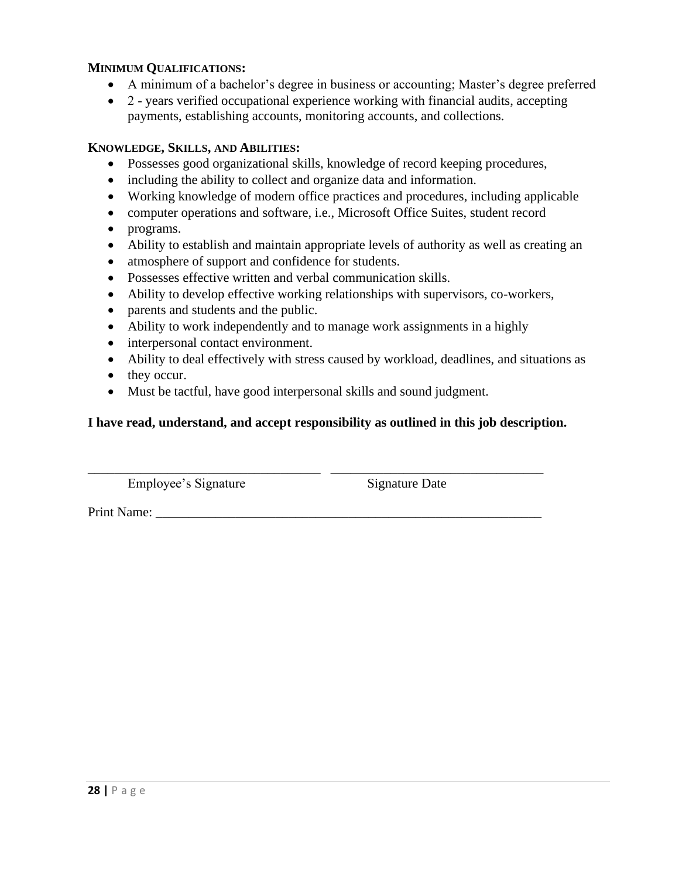**MINIMUM QUALIFICATIONS:**

- A minimum of a bachelor's degree in business or accounting; Master's degree preferred
- 2 - years verified occupational experience working with financial audits, accepting payments, establishing accounts, monitoring accounts, and collections.

**KNOWLEDGE, SKILLS, AND ABILITIES:**

- Possesses good organizational skills, knowledge of record keeping procedures,
- including the ability to collect and organize data and information.
- Working knowledge of modern office practices and procedures, including applicable
- computer operations and software, i.e., Microsoft Office Suites, student record
- programs.
- Ability to establish and maintain appropriate levels of authority as well as creating an
- atmosphere of support and confidence for students.
- Possesses effective written and verbal communication skills.
- Ability to develop effective working relationships with supervisors, co-workers,
- parents and students and the public.
- Ability to work independently and to manage work assignments in a highly
- interpersonal contact environment.
- Ability to deal effectively with stress caused by workload, deadlines, and situations as
- they occur.
- Must be tactful, have good interpersonal skills and sound judgment.

**I have read, understand, and accept responsibility as outlined in this job description.**

___________________________________ _______________________________

Employee's Signature Signature Date

Print Name: ________________________________________________________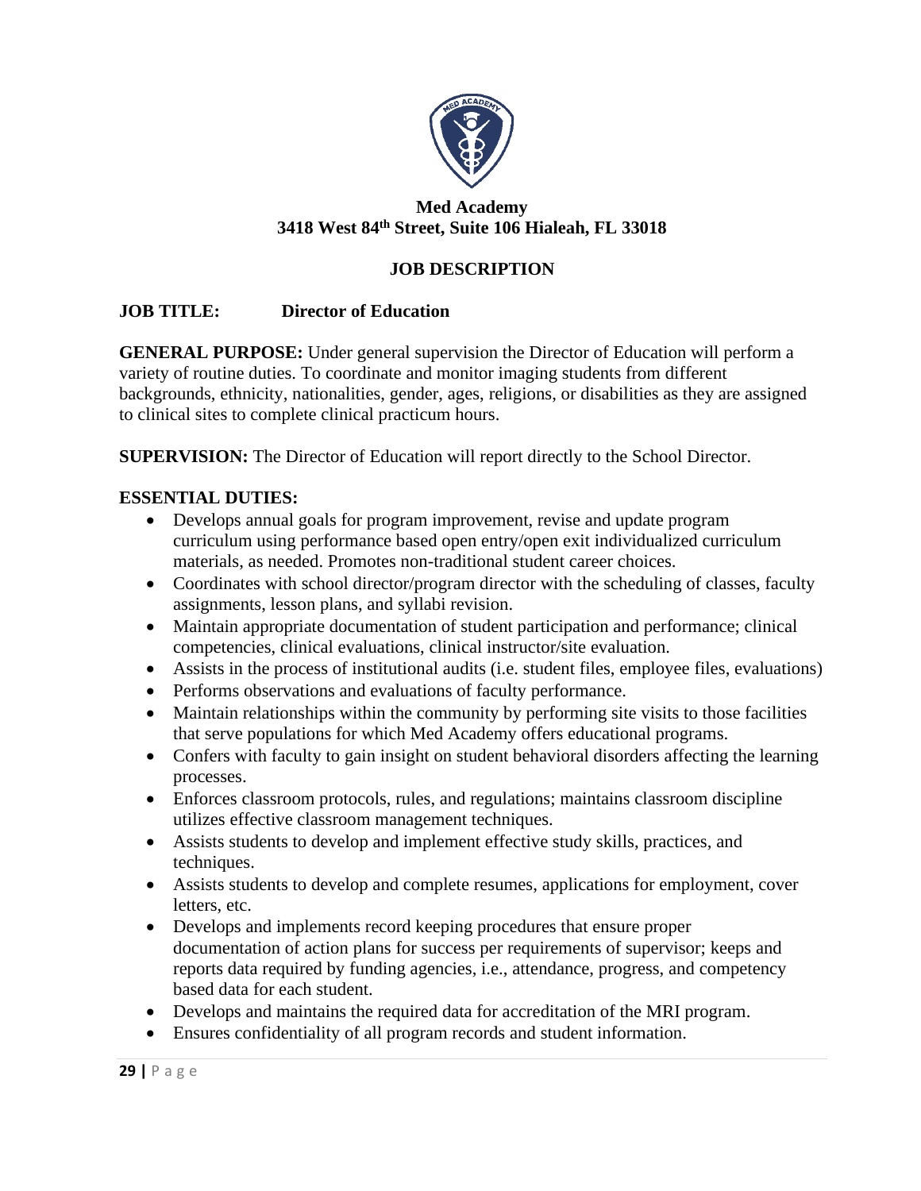**Med Academy**
**3418 West 84th Street, Suite 106 Hialeah, FL 33018**

## JOB DESCRIPTION

**JOB TITLE:** **Director of Education**

**GENERAL PURPOSE:** Under general supervision the Director of Education will perform a variety of routine duties. To coordinate and monitor imaging students from different backgrounds, ethnicity, nationalities, gender, ages, religions, or disabilities as they are assigned to clinical sites to complete clinical practicum hours.

**SUPERVISION:** The Director of Education will report directly to the School Director.

**ESSENTIAL DUTIES:**

- Develops annual goals for program improvement, revise and update program curriculum using performance based open entry/open exit individualized curriculum materials, as needed. Promotes non-traditional student career choices.
- Coordinates with school director/program director with the scheduling of classes, faculty assignments, lesson plans, and syllabi revision.
- Maintain appropriate documentation of student participation and performance; clinical competencies, clinical evaluations, clinical instructor/site evaluation.
- Assists in the process of institutional audits (i.e. student files, employee files, evaluations)
- Performs observations and evaluations of faculty performance.
- Maintain relationships within the community by performing site visits to those facilities that serve populations for which Med Academy offers educational programs.
- Confers with faculty to gain insight on student behavioral disorders affecting the learning processes.
- Enforces classroom protocols, rules, and regulations; maintains classroom discipline utilizes effective classroom management techniques.
- Assists students to develop and implement effective study skills, practices, and techniques.
- Assists students to develop and complete resumes, applications for employment, cover letters, etc.
- Develops and implements record keeping procedures that ensure proper documentation of action plans for success per requirements of supervisor; keeps and reports data required by funding agencies, i.e., attendance, progress, and competency based data for each student.
- Develops and maintains the required data for accreditation of the MRI program.
- Ensures confidentiality of all program records and student information.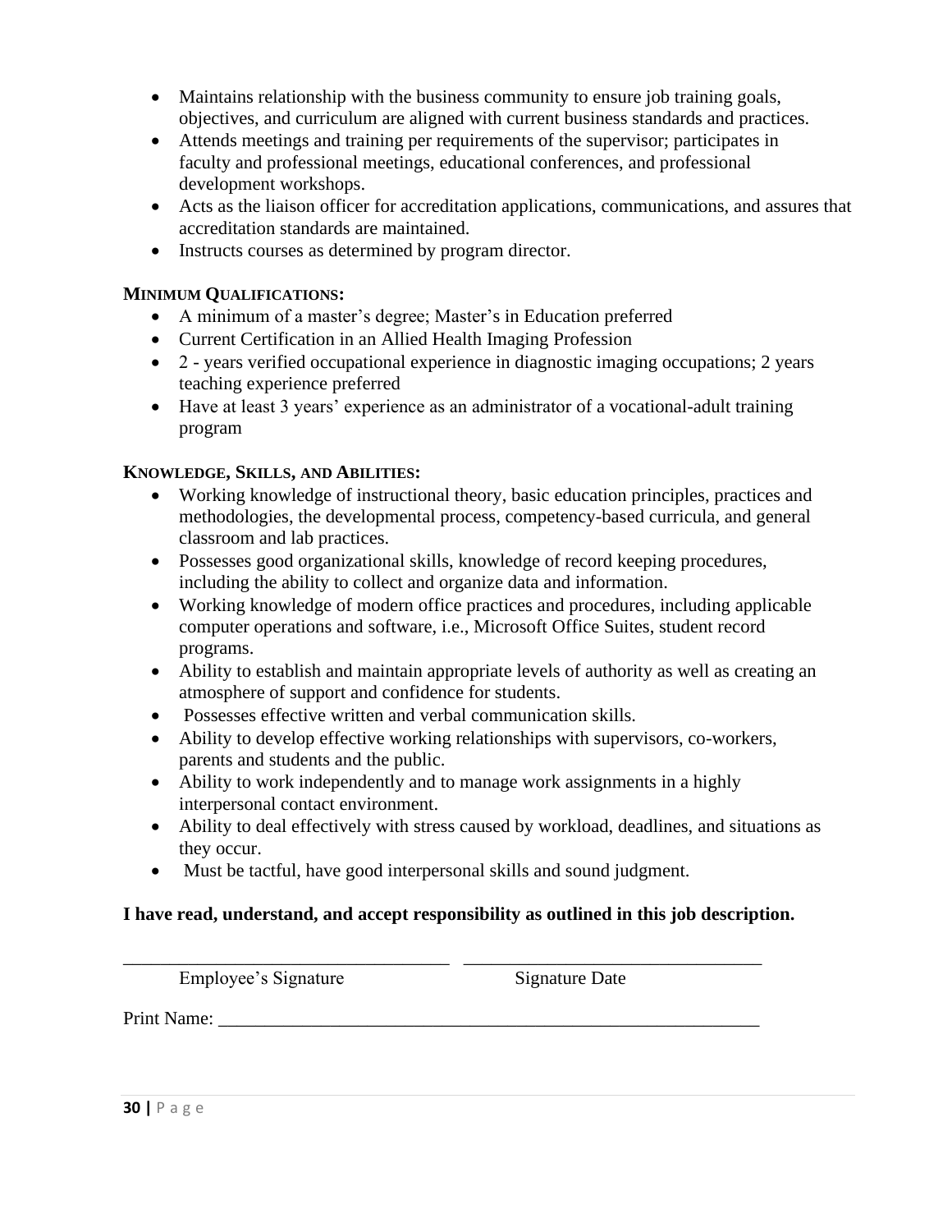- Maintains relationship with the business community to ensure job training goals, objectives, and curriculum are aligned with current business standards and practices.
- Attends meetings and training per requirements of the supervisor; participates in faculty and professional meetings, educational conferences, and professional development workshops.
- Acts as the liaison officer for accreditation applications, communications, and assures that accreditation standards are maintained.
- Instructs courses as determined by program director.

**MINIMUM QUALIFICATIONS:**

- A minimum of a master's degree; Master's in Education preferred
- Current Certification in an Allied Health Imaging Profession
- 2 - years verified occupational experience in diagnostic imaging occupations; 2 years teaching experience preferred
- Have at least 3 years' experience as an administrator of a vocational-adult training program

**KNOWLEDGE, SKILLS, AND ABILITIES:**

- Working knowledge of instructional theory, basic education principles, practices and methodologies, the developmental process, competency-based curricula, and general classroom and lab practices.
- Possesses good organizational skills, knowledge of record keeping procedures, including the ability to collect and organize data and information.
- Working knowledge of modern office practices and procedures, including applicable computer operations and software, i.e., Microsoft Office Suites, student record programs.
- Ability to establish and maintain appropriate levels of authority as well as creating an atmosphere of support and confidence for students.
- Possesses effective written and verbal communication skills.
- Ability to develop effective working relationships with supervisors, co-workers, parents and students and the public.
- Ability to work independently and to manage work assignments in a highly interpersonal contact environment.
- Ability to deal effectively with stress caused by workload, deadlines, and situations as they occur.
- Must be tactful, have good interpersonal skills and sound judgment.

**I have read, understand, and accept responsibility as outlined in this job description.**

___________________________________ ________________________________

Employee's Signature Signature Date

Print Name: _____________________________________________________________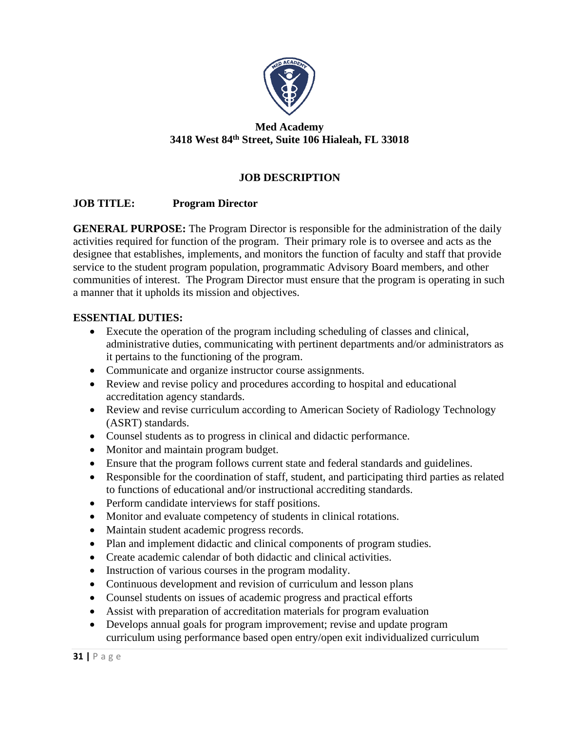**Med Academy**
**3418 West 84th Street, Suite 106 Hialeah, FL 33018**

## JOB DESCRIPTION

**JOB TITLE:** **Program Director**

**GENERAL PURPOSE:** The Program Director is responsible for the administration of the daily activities required for function of the program. Their primary role is to oversee and acts as the designee that establishes, implements, and monitors the function of faculty and staff that provide service to the student program population, programmatic Advisory Board members, and other communities of interest. The Program Director must ensure that the program is operating in such a manner that it upholds its mission and objectives.

**ESSENTIAL DUTIES:**

- Execute the operation of the program including scheduling of classes and clinical, administrative duties, communicating with pertinent departments and/or administrators as it pertains to the functioning of the program.
- Communicate and organize instructor course assignments.
- Review and revise policy and procedures according to hospital and educational accreditation agency standards.
- Review and revise curriculum according to American Society of Radiology Technology (ASRT) standards.
- Counsel students as to progress in clinical and didactic performance.
- Monitor and maintain program budget.
- Ensure that the program follows current state and federal standards and guidelines.
- Responsible for the coordination of staff, student, and participating third parties as related to functions of educational and/or instructional accrediting standards.
- Perform candidate interviews for staff positions.
- Monitor and evaluate competency of students in clinical rotations.
- Maintain student academic progress records.
- Plan and implement didactic and clinical components of program studies.
- Create academic calendar of both didactic and clinical activities.
- Instruction of various courses in the program modality.
- Continuous development and revision of curriculum and lesson plans
- Counsel students on issues of academic progress and practical efforts
- Assist with preparation of accreditation materials for program evaluation
- Develops annual goals for program improvement; revise and update program curriculum using performance based open entry/open exit individualized curriculum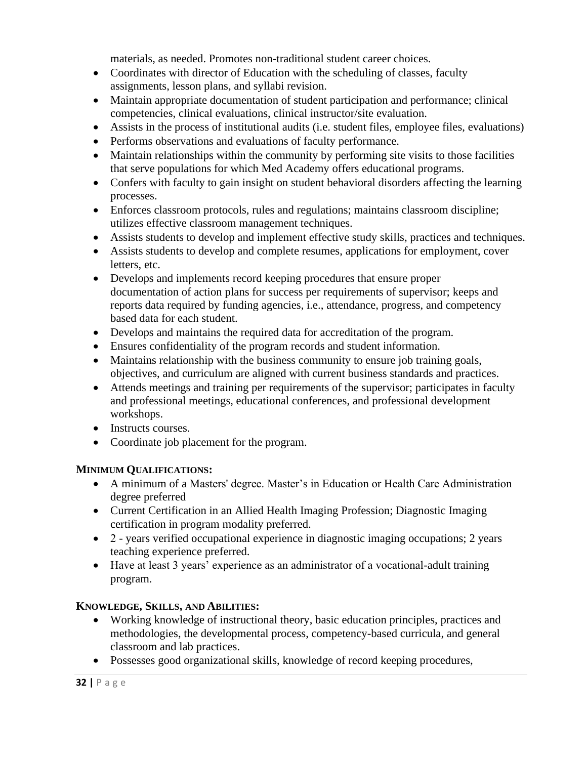materials, as needed. Promotes non-traditional student career choices.

- Coordinates with director of Education with the scheduling of classes, faculty assignments, lesson plans, and syllabi revision.
- Maintain appropriate documentation of student participation and performance; clinical competencies, clinical evaluations, clinical instructor/site evaluation.
- Assists in the process of institutional audits (i.e. student files, employee files, evaluations)
- Performs observations and evaluations of faculty performance.
- Maintain relationships within the community by performing site visits to those facilities that serve populations for which Med Academy offers educational programs.
- Confers with faculty to gain insight on student behavioral disorders affecting the learning processes.
- Enforces classroom protocols, rules and regulations; maintains classroom discipline; utilizes effective classroom management techniques.
- Assists students to develop and implement effective study skills, practices and techniques.
- Assists students to develop and complete resumes, applications for employment, cover letters, etc.
- Develops and implements record keeping procedures that ensure proper documentation of action plans for success per requirements of supervisor; keeps and reports data required by funding agencies, i.e., attendance, progress, and competency based data for each student.
- Develops and maintains the required data for accreditation of the program.
- Ensures confidentiality of the program records and student information.
- Maintains relationship with the business community to ensure job training goals, objectives, and curriculum are aligned with current business standards and practices.
- Attends meetings and training per requirements of the supervisor; participates in faculty and professional meetings, educational conferences, and professional development workshops.
- Instructs courses.
- Coordinate job placement for the program.

**MINIMUM QUALIFICATIONS:**

- A minimum of a Masters' degree. Master's in Education or Health Care Administration degree preferred
- Current Certification in an Allied Health Imaging Profession; Diagnostic Imaging certification in program modality preferred.
- 2 - years verified occupational experience in diagnostic imaging occupations; 2 years teaching experience preferred.
- Have at least 3 years' experience as an administrator of a vocational-adult training program.

**KNOWLEDGE, SKILLS, AND ABILITIES:**

- Working knowledge of instructional theory, basic education principles, practices and methodologies, the developmental process, competency-based curricula, and general classroom and lab practices.
- Possesses good organizational skills, knowledge of record keeping procedures,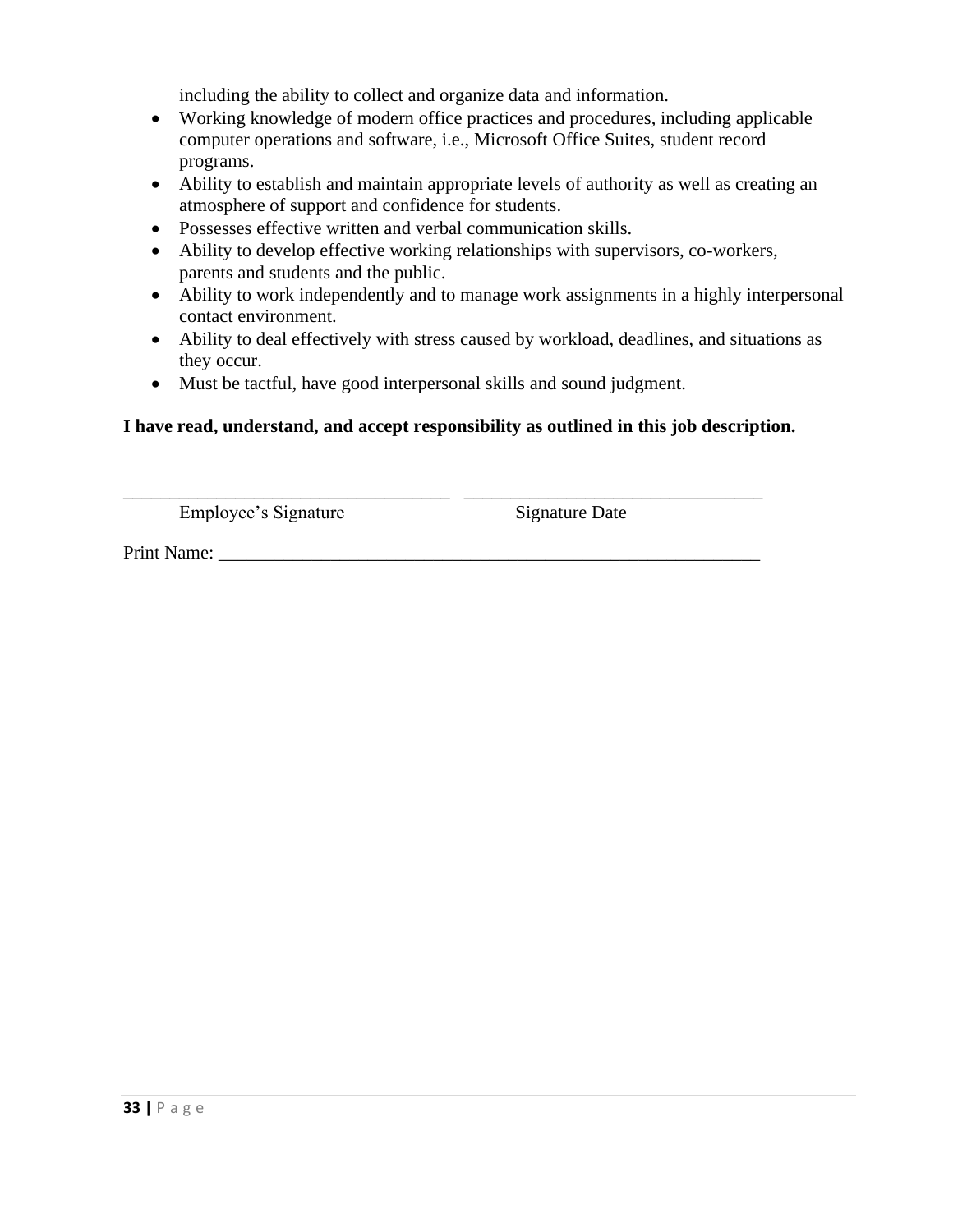including the ability to collect and organize data and information.

- Working knowledge of modern office practices and procedures, including applicable computer operations and software, i.e., Microsoft Office Suites, student record programs.
- Ability to establish and maintain appropriate levels of authority as well as creating an atmosphere of support and confidence for students.
- Possesses effective written and verbal communication skills.
- Ability to develop effective working relationships with supervisors, co-workers, parents and students and the public.
- Ability to work independently and to manage work assignments in a highly interpersonal contact environment.
- Ability to deal effectively with stress caused by workload, deadlines, and situations as they occur.
- Must be tactful, have good interpersonal skills and sound judgment.

**I have read, understand, and accept responsibility as outlined in this job description.**

___________________________________ ________________________________

Employee's Signature Signature Date

Print Name: ___________________________________________________________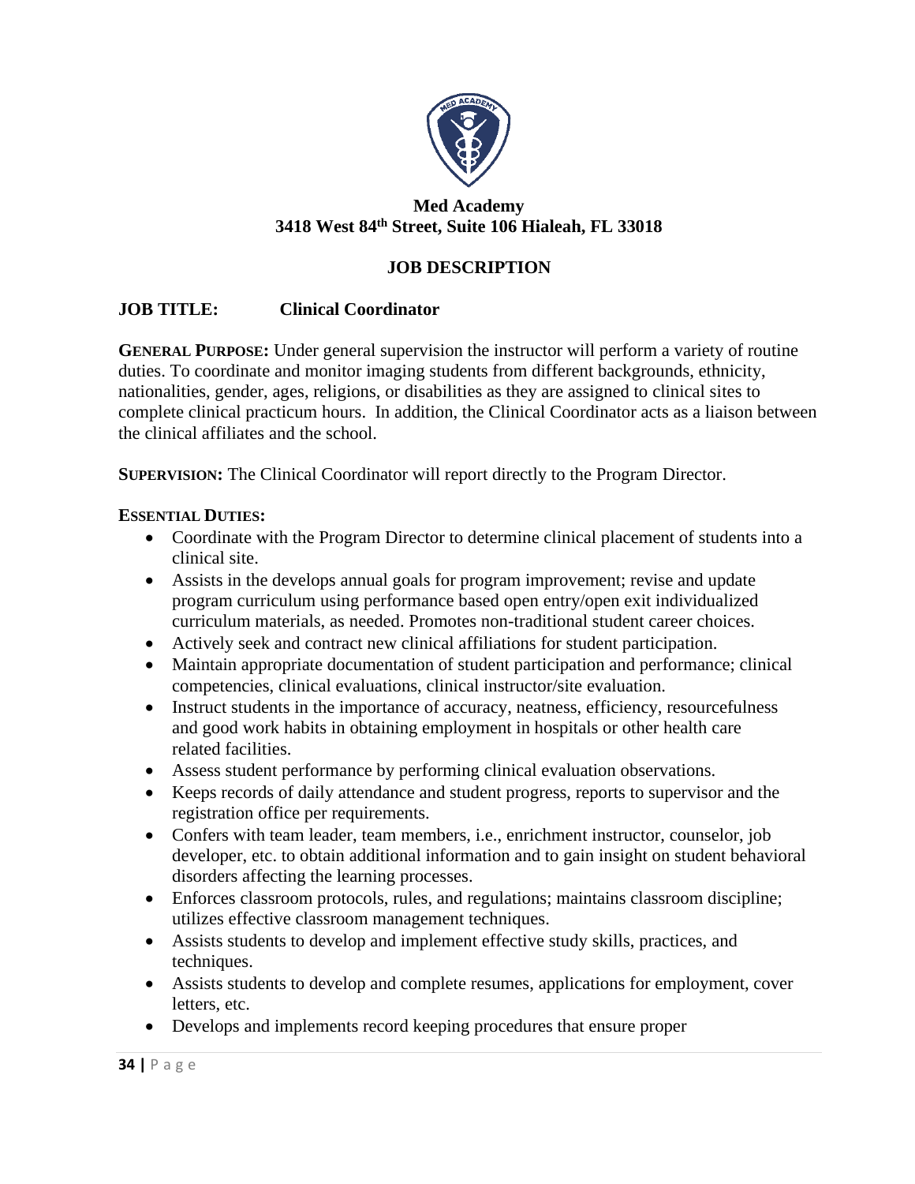**Med Academy**
**3418 West 84th Street, Suite 106 Hialeah, FL 33018**

## JOB DESCRIPTION

**JOB TITLE: Clinical Coordinator**

**GENERAL PURPOSE:** Under general supervision the instructor will perform a variety of routine duties. To coordinate and monitor imaging students from different backgrounds, ethnicity, nationalities, gender, ages, religions, or disabilities as they are assigned to clinical sites to complete clinical practicum hours. In addition, the Clinical Coordinator acts as a liaison between the clinical affiliates and the school.

**SUPERVISION:** The Clinical Coordinator will report directly to the Program Director.

**ESSENTIAL DUTIES:**

- Coordinate with the Program Director to determine clinical placement of students into a clinical site.
- Assists in the develops annual goals for program improvement; revise and update program curriculum using performance based open entry/open exit individualized curriculum materials, as needed. Promotes non-traditional student career choices.
- Actively seek and contract new clinical affiliations for student participation.
- Maintain appropriate documentation of student participation and performance; clinical competencies, clinical evaluations, clinical instructor/site evaluation.
- Instruct students in the importance of accuracy, neatness, efficiency, resourcefulness and good work habits in obtaining employment in hospitals or other health care related facilities.
- Assess student performance by performing clinical evaluation observations.
- Keeps records of daily attendance and student progress, reports to supervisor and the registration office per requirements.
- Confers with team leader, team members, i.e., enrichment instructor, counselor, job developer, etc. to obtain additional information and to gain insight on student behavioral disorders affecting the learning processes.
- Enforces classroom protocols, rules, and regulations; maintains classroom discipline; utilizes effective classroom management techniques.
- Assists students to develop and implement effective study skills, practices, and techniques.
- Assists students to develop and complete resumes, applications for employment, cover letters, etc.
- Develops and implements record keeping procedures that ensure proper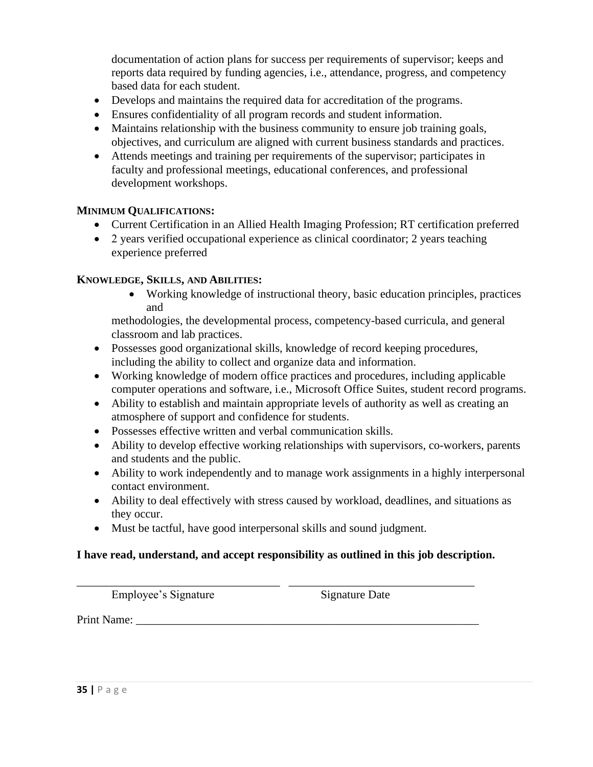documentation of action plans for success per requirements of supervisor; keeps and reports data required by funding agencies, i.e., attendance, progress, and competency based data for each student.

- Develops and maintains the required data for accreditation of the programs.
- Ensures confidentiality of all program records and student information.
- Maintains relationship with the business community to ensure job training goals, objectives, and curriculum are aligned with current business standards and practices.
- Attends meetings and training per requirements of the supervisor; participates in faculty and professional meetings, educational conferences, and professional development workshops.

**MINIMUM QUALIFICATIONS:**

- Current Certification in an Allied Health Imaging Profession; RT certification preferred
- 2 years verified occupational experience as clinical coordinator; 2 years teaching experience preferred

**KNOWLEDGE, SKILLS, AND ABILITIES:**

- Working knowledge of instructional theory, basic education principles, practices and methodologies, the developmental process, competency-based curricula, and general classroom and lab practices.
- Possesses good organizational skills, knowledge of record keeping procedures, including the ability to collect and organize data and information.
- Working knowledge of modern office practices and procedures, including applicable computer operations and software, i.e., Microsoft Office Suites, student record programs.
- Ability to establish and maintain appropriate levels of authority as well as creating an atmosphere of support and confidence for students.
- Possesses effective written and verbal communication skills.
- Ability to develop effective working relationships with supervisors, co-workers, parents and students and the public.
- Ability to work independently and to manage work assignments in a highly interpersonal contact environment.
- Ability to deal effectively with stress caused by workload, deadlines, and situations as they occur.
- Must be tactful, have good interpersonal skills and sound judgment.

**I have read, understand, and accept responsibility as outlined in this job description.**

___________________________________ ________________________________
Employee's Signature Signature Date

Print Name: ___________________________________________________________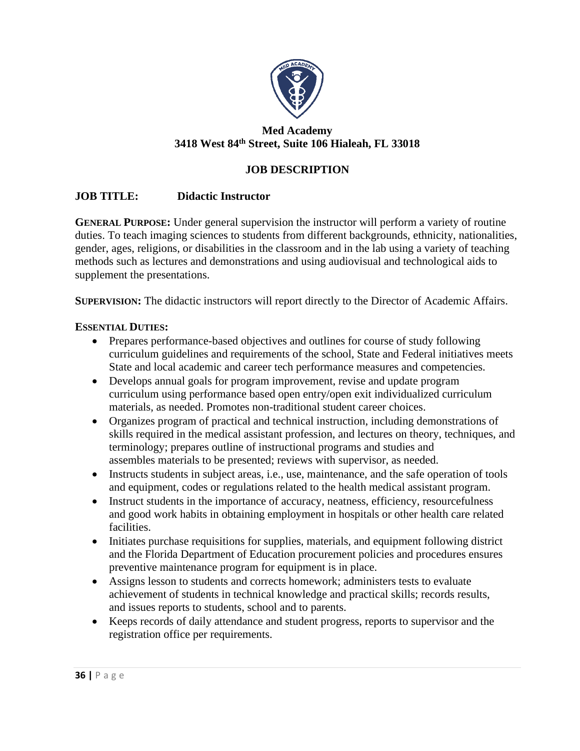**Med Academy**
**3418 West 84th Street, Suite 106 Hialeah, FL 33018**

## JOB DESCRIPTION

**JOB TITLE: Didactic Instructor**

**GENERAL PURPOSE:** Under general supervision the instructor will perform a variety of routine duties. To teach imaging sciences to students from different backgrounds, ethnicity, nationalities, gender, ages, religions, or disabilities in the classroom and in the lab using a variety of teaching methods such as lectures and demonstrations and using audiovisual and technological aids to supplement the presentations.

**SUPERVISION:** The didactic instructors will report directly to the Director of Academic Affairs.

**ESSENTIAL DUTIES:**

- Prepares performance-based objectives and outlines for course of study following curriculum guidelines and requirements of the school, State and Federal initiatives meets State and local academic and career tech performance measures and competencies.
- Develops annual goals for program improvement, revise and update program curriculum using performance based open entry/open exit individualized curriculum materials, as needed. Promotes non-traditional student career choices.
- Organizes program of practical and technical instruction, including demonstrations of skills required in the medical assistant profession, and lectures on theory, techniques, and terminology; prepares outline of instructional programs and studies and assembles materials to be presented; reviews with supervisor, as needed.
- Instructs students in subject areas, i.e., use, maintenance, and the safe operation of tools and equipment, codes or regulations related to the health medical assistant program.
- Instruct students in the importance of accuracy, neatness, efficiency, resourcefulness and good work habits in obtaining employment in hospitals or other health care related facilities.
- Initiates purchase requisitions for supplies, materials, and equipment following district and the Florida Department of Education procurement policies and procedures ensures preventive maintenance program for equipment is in place.
- Assigns lesson to students and corrects homework; administers tests to evaluate achievement of students in technical knowledge and practical skills; records results, and issues reports to students, school and to parents.
- Keeps records of daily attendance and student progress, reports to supervisor and the registration office per requirements.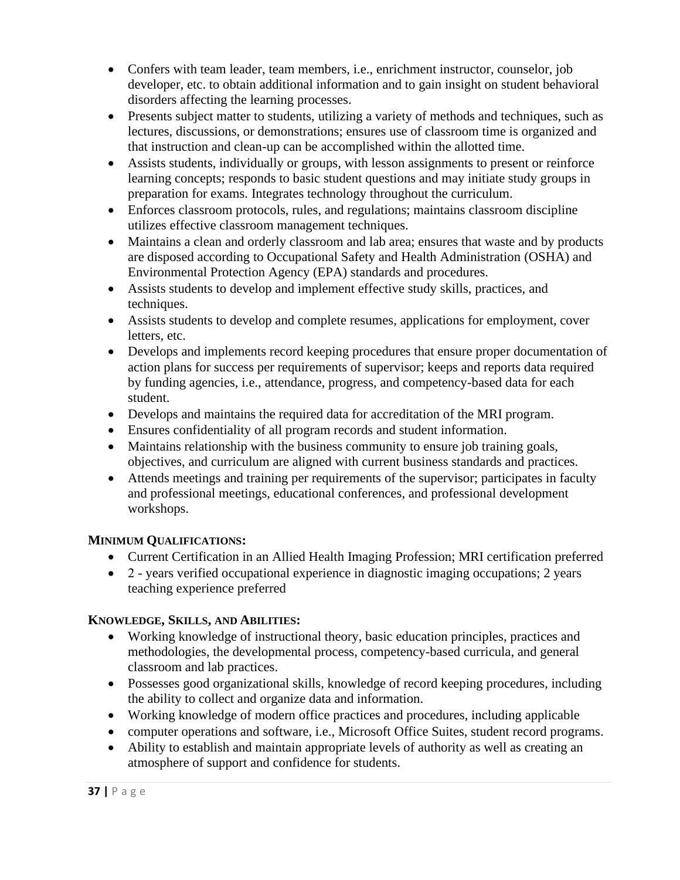- Confers with team leader, team members, i.e., enrichment instructor, counselor, job developer, etc. to obtain additional information and to gain insight on student behavioral disorders affecting the learning processes.
- Presents subject matter to students, utilizing a variety of methods and techniques, such as lectures, discussions, or demonstrations; ensures use of classroom time is organized and that instruction and clean-up can be accomplished within the allotted time.
- Assists students, individually or groups, with lesson assignments to present or reinforce learning concepts; responds to basic student questions and may initiate study groups in preparation for exams. Integrates technology throughout the curriculum.
- Enforces classroom protocols, rules, and regulations; maintains classroom discipline utilizes effective classroom management techniques.
- Maintains a clean and orderly classroom and lab area; ensures that waste and by products are disposed according to Occupational Safety and Health Administration (OSHA) and Environmental Protection Agency (EPA) standards and procedures.
- Assists students to develop and implement effective study skills, practices, and techniques.
- Assists students to develop and complete resumes, applications for employment, cover letters, etc.
- Develops and implements record keeping procedures that ensure proper documentation of action plans for success per requirements of supervisor; keeps and reports data required by funding agencies, i.e., attendance, progress, and competency-based data for each student.
- Develops and maintains the required data for accreditation of the MRI program.
- Ensures confidentiality of all program records and student information.
- Maintains relationship with the business community to ensure job training goals, objectives, and curriculum are aligned with current business standards and practices.
- Attends meetings and training per requirements of the supervisor; participates in faculty and professional meetings, educational conferences, and professional development workshops.

**MINIMUM QUALIFICATIONS:**

- Current Certification in an Allied Health Imaging Profession; MRI certification preferred
- 2 - years verified occupational experience in diagnostic imaging occupations; 2 years teaching experience preferred

**KNOWLEDGE, SKILLS, AND ABILITIES:**

- Working knowledge of instructional theory, basic education principles, practices and methodologies, the developmental process, competency-based curricula, and general classroom and lab practices.
- Possesses good organizational skills, knowledge of record keeping procedures, including the ability to collect and organize data and information.
- Working knowledge of modern office practices and procedures, including applicable
- computer operations and software, i.e., Microsoft Office Suites, student record programs.
- Ability to establish and maintain appropriate levels of authority as well as creating an atmosphere of support and confidence for students.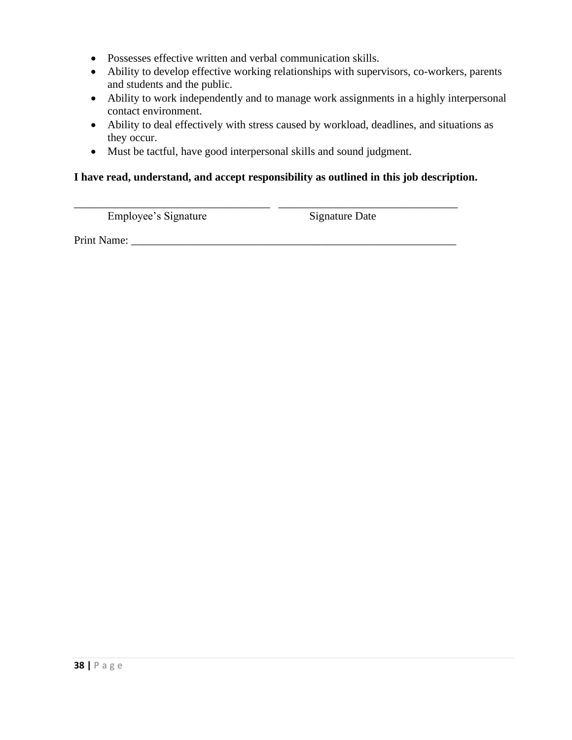- Possesses effective written and verbal communication skills.
- Ability to develop effective working relationships with supervisors, co-workers, parents and students and the public.
- Ability to work independently and to manage work assignments in a highly interpersonal contact environment.
- Ability to deal effectively with stress caused by workload, deadlines, and situations as they occur.
- Must be tactful, have good interpersonal skills and sound judgment.

**I have read, understand, and accept responsibility as outlined in this job description.**

___________________________________ ________________________________

Employee's Signature Signature Date

Print Name: __________________________________________________________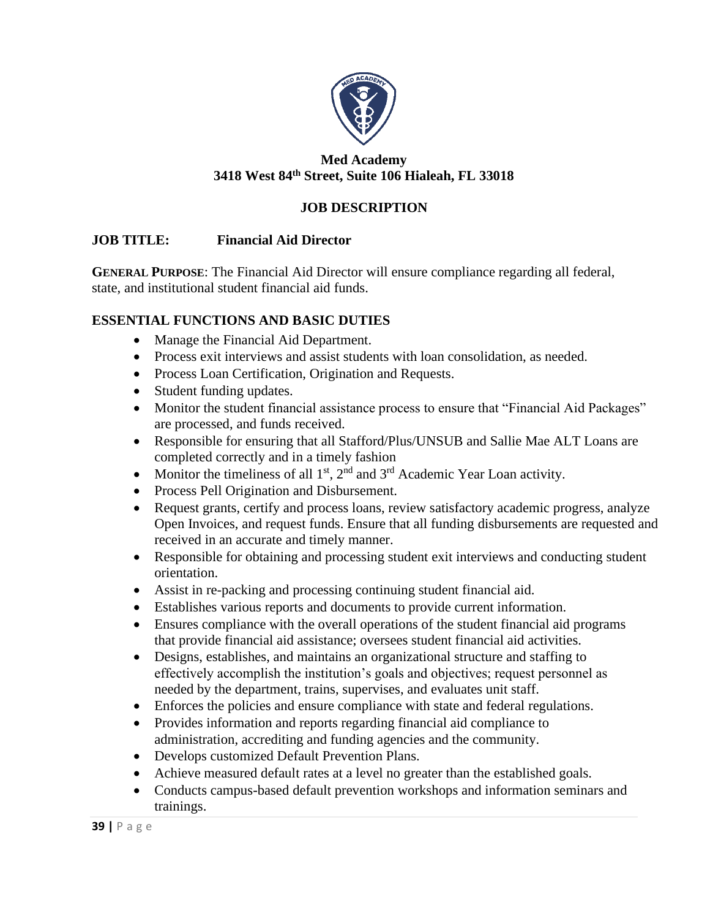**Med Academy**
**3418 West 84th Street, Suite 106 Hialeah, FL 33018**

## JOB DESCRIPTION

**JOB TITLE: Financial Aid Director**

**GENERAL PURPOSE**: The Financial Aid Director will ensure compliance regarding all federal, state, and institutional student financial aid funds.

### ESSENTIAL FUNCTIONS AND BASIC DUTIES

- Manage the Financial Aid Department.
- Process exit interviews and assist students with loan consolidation, as needed.
- Process Loan Certification, Origination and Requests.
- Student funding updates.
- Monitor the student financial assistance process to ensure that "Financial Aid Packages" are processed, and funds received.
- Responsible for ensuring that all Stafford/Plus/UNSUB and Sallie Mae ALT Loans are completed correctly and in a timely fashion
- Monitor the timeliness of all 1st, 2nd and 3rd Academic Year Loan activity.
- Process Pell Origination and Disbursement.
- Request grants, certify and process loans, review satisfactory academic progress, analyze Open Invoices, and request funds. Ensure that all funding disbursements are requested and received in an accurate and timely manner.
- Responsible for obtaining and processing student exit interviews and conducting student orientation.
- Assist in re-packing and processing continuing student financial aid.
- Establishes various reports and documents to provide current information.
- Ensures compliance with the overall operations of the student financial aid programs that provide financial aid assistance; oversees student financial aid activities.
- Designs, establishes, and maintains an organizational structure and staffing to effectively accomplish the institution's goals and objectives; request personnel as needed by the department, trains, supervises, and evaluates unit staff.
- Enforces the policies and ensure compliance with state and federal regulations.
- Provides information and reports regarding financial aid compliance to administration, accrediting and funding agencies and the community.
- Develops customized Default Prevention Plans.
- Achieve measured default rates at a level no greater than the established goals.
- Conducts campus-based default prevention workshops and information seminars and trainings.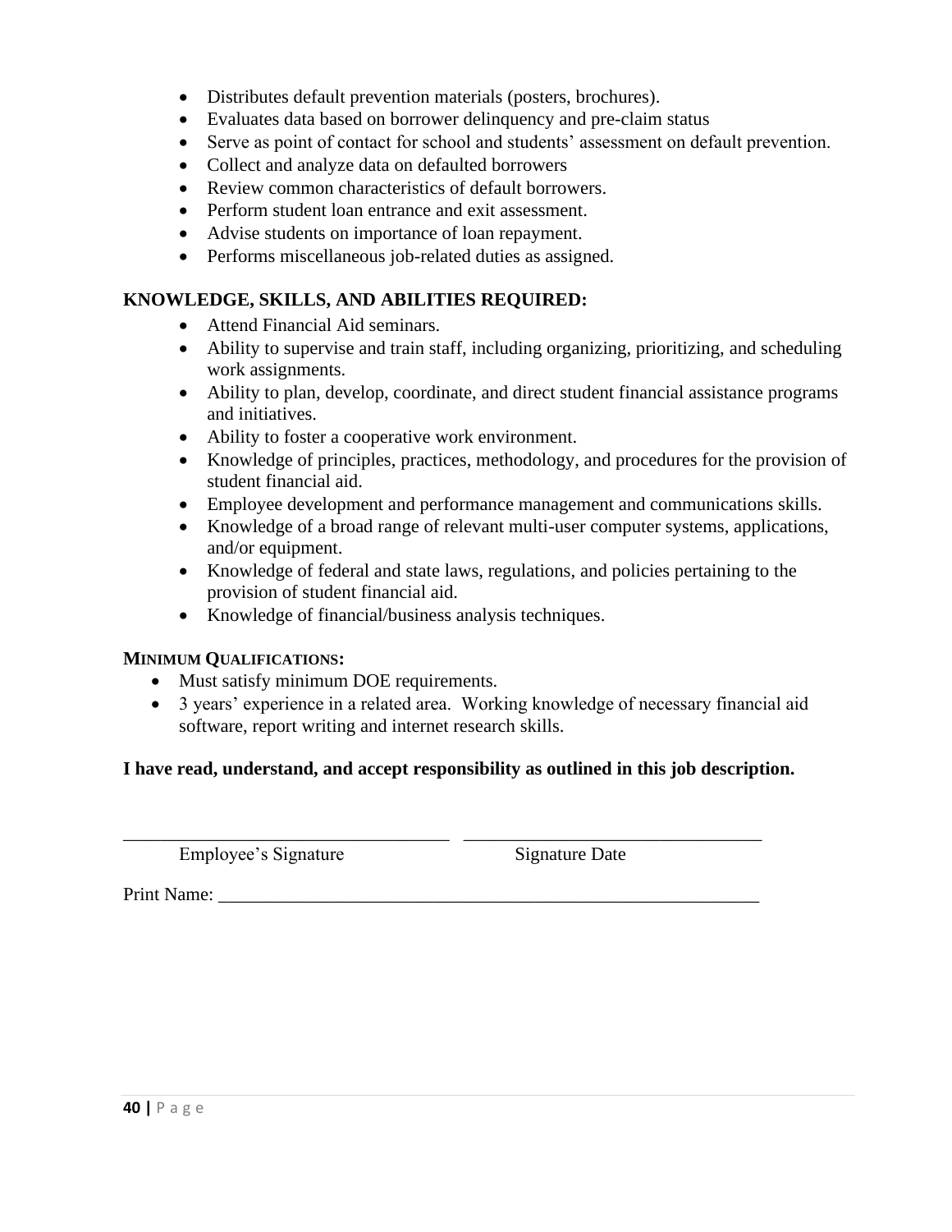- Distributes default prevention materials (posters, brochures).
- Evaluates data based on borrower delinquency and pre-claim status
- Serve as point of contact for school and students' assessment on default prevention.
- Collect and analyze data on defaulted borrowers
- Review common characteristics of default borrowers.
- Perform student loan entrance and exit assessment.
- Advise students on importance of loan repayment.
- Performs miscellaneous job-related duties as assigned.

**KNOWLEDGE, SKILLS, AND ABILITIES REQUIRED:**

- Attend Financial Aid seminars.
- Ability to supervise and train staff, including organizing, prioritizing, and scheduling work assignments.
- Ability to plan, develop, coordinate, and direct student financial assistance programs and initiatives.
- Ability to foster a cooperative work environment.
- Knowledge of principles, practices, methodology, and procedures for the provision of student financial aid.
- Employee development and performance management and communications skills.
- Knowledge of a broad range of relevant multi-user computer systems, applications, and/or equipment.
- Knowledge of federal and state laws, regulations, and policies pertaining to the provision of student financial aid.
- Knowledge of financial/business analysis techniques.

**MINIMUM QUALIFICATIONS:**

- Must satisfy minimum DOE requirements.
- 3 years' experience in a related area. Working knowledge of necessary financial aid software, report writing and internet research skills.

**I have read, understand, and accept responsibility as outlined in this job description.**

\_\_\_\_\_\_\_\_\_\_\_\_\_\_\_\_\_\_\_\_\_\_\_\_\_\_\_\_\_\_\_\_\_\_\_ \_\_\_\_\_\_\_\_\_\_\_\_\_\_\_\_\_\_\_\_\_\_\_\_\_\_\_\_\_\_\_\_

Employee's Signature Signature Date

Print Name: \_\_\_\_\_\_\_\_\_\_\_\_\_\_\_\_\_\_\_\_\_\_\_\_\_\_\_\_\_\_\_\_\_\_\_\_\_\_\_\_\_\_\_\_\_\_\_\_\_\_\_\_\_\_\_\_\_\_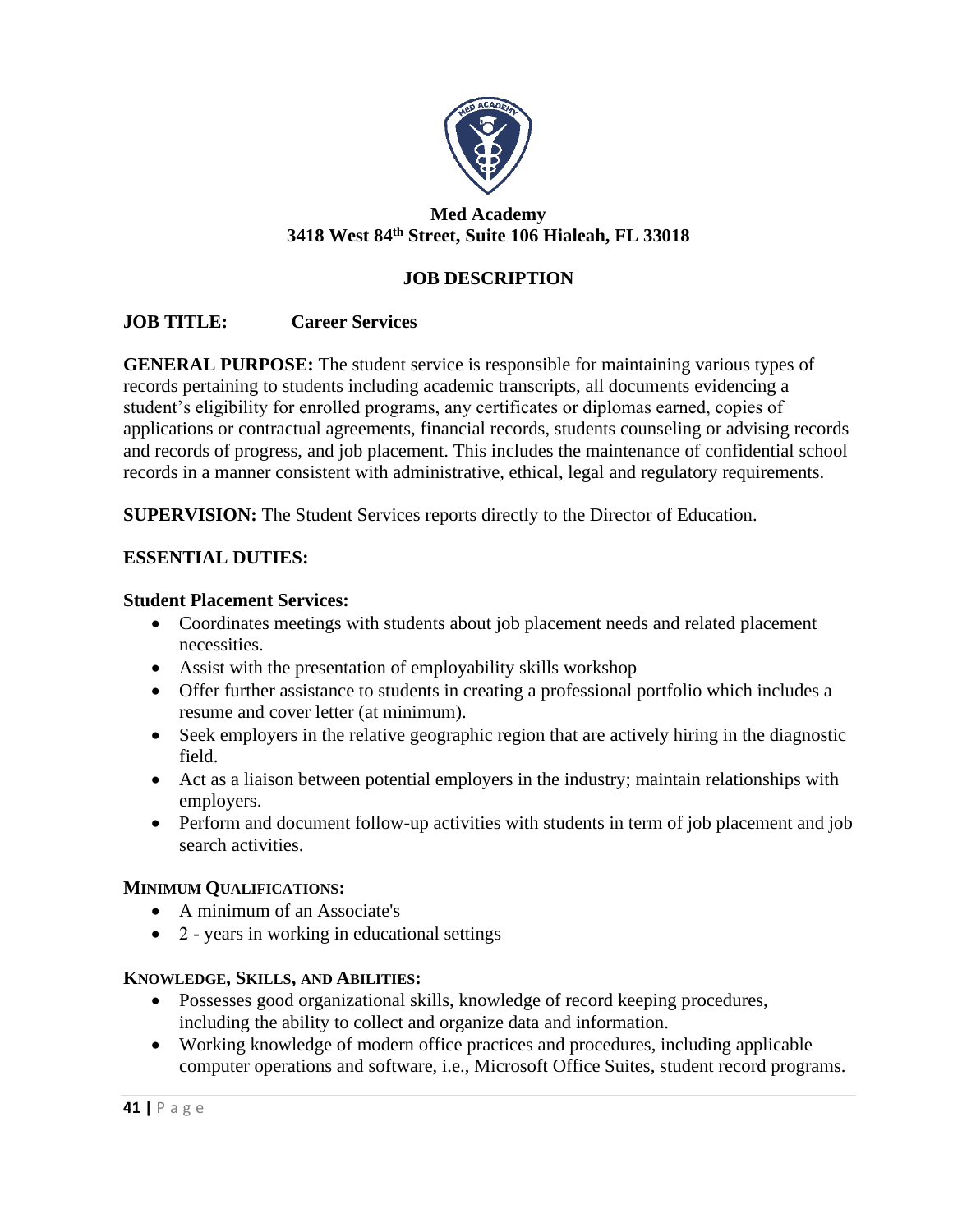**Med Academy**
**3418 West 84th Street, Suite 106 Hialeah, FL 33018**

## JOB DESCRIPTION

**JOB TITLE:** **Career Services**

**GENERAL PURPOSE:** The student service is responsible for maintaining various types of records pertaining to students including academic transcripts, all documents evidencing a student's eligibility for enrolled programs, any certificates or diplomas earned, copies of applications or contractual agreements, financial records, students counseling or advising records and records of progress, and job placement. This includes the maintenance of confidential school records in a manner consistent with administrative, ethical, legal and regulatory requirements.

**SUPERVISION:** The Student Services reports directly to the Director of Education.

**ESSENTIAL DUTIES:**

**Student Placement Services:**

- Coordinates meetings with students about job placement needs and related placement necessities.
- Assist with the presentation of employability skills workshop
- Offer further assistance to students in creating a professional portfolio which includes a resume and cover letter (at minimum).
- Seek employers in the relative geographic region that are actively hiring in the diagnostic field.
- Act as a liaison between potential employers in the industry; maintain relationships with employers.
- Perform and document follow-up activities with students in term of job placement and job search activities.

**MINIMUM QUALIFICATIONS:**

- A minimum of an Associate's
- 2 - years in working in educational settings

**KNOWLEDGE, SKILLS, AND ABILITIES:**

- Possesses good organizational skills, knowledge of record keeping procedures, including the ability to collect and organize data and information.
- Working knowledge of modern office practices and procedures, including applicable computer operations and software, i.e., Microsoft Office Suites, student record programs.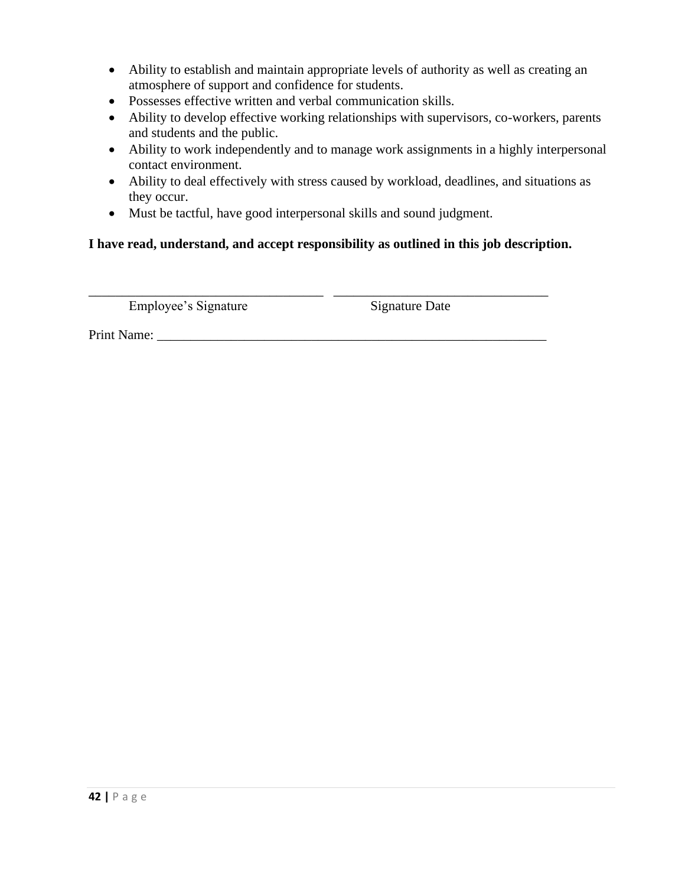- Ability to establish and maintain appropriate levels of authority as well as creating an atmosphere of support and confidence for students.
- Possesses effective written and verbal communication skills.
- Ability to develop effective working relationships with supervisors, co-workers, parents and students and the public.
- Ability to work independently and to manage work assignments in a highly interpersonal contact environment.
- Ability to deal effectively with stress caused by workload, deadlines, and situations as they occur.
- Must be tactful, have good interpersonal skills and sound judgment.

**I have read, understand, and accept responsibility as outlined in this job description.**

___________________________________ ________________________________

Employee's Signature Signature Date

Print Name: __________________________________________________________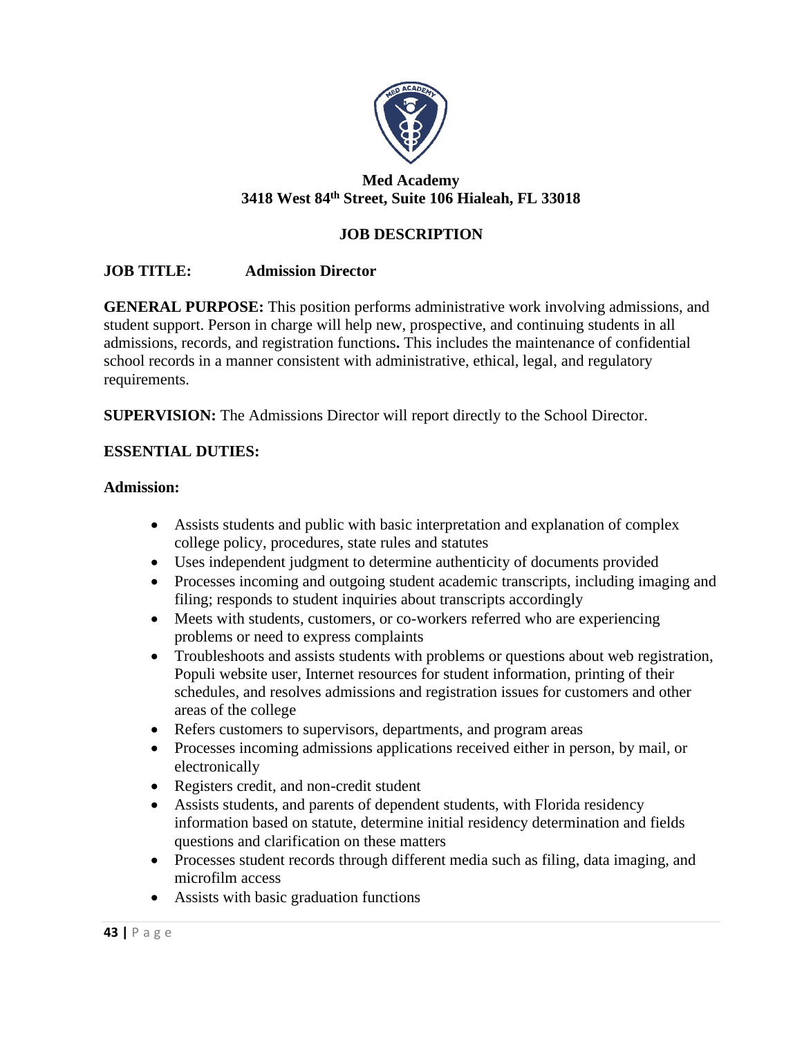**Med Academy**
**3418 West 84th Street, Suite 106 Hialeah, FL 33018**

## JOB DESCRIPTION

**JOB TITLE:** **Admission Director**

**GENERAL PURPOSE:** This position performs administrative work involving admissions, and student support. Person in charge will help new, prospective, and continuing students in all admissions, records, and registration functions**.** This includes the maintenance of confidential school records in a manner consistent with administrative, ethical, legal, and regulatory requirements.

**SUPERVISION:** The Admissions Director will report directly to the School Director.

### ESSENTIAL DUTIES:

**Admission:**

- Assists students and public with basic interpretation and explanation of complex college policy, procedures, state rules and statutes
- Uses independent judgment to determine authenticity of documents provided
- Processes incoming and outgoing student academic transcripts, including imaging and filing; responds to student inquiries about transcripts accordingly
- Meets with students, customers, or co-workers referred who are experiencing problems or need to express complaints
- Troubleshoots and assists students with problems or questions about web registration, Populi website user, Internet resources for student information, printing of their schedules, and resolves admissions and registration issues for customers and other areas of the college
- Refers customers to supervisors, departments, and program areas
- Processes incoming admissions applications received either in person, by mail, or electronically
- Registers credit, and non-credit student
- Assists students, and parents of dependent students, with Florida residency information based on statute, determine initial residency determination and fields questions and clarification on these matters
- Processes student records through different media such as filing, data imaging, and microfilm access
- Assists with basic graduation functions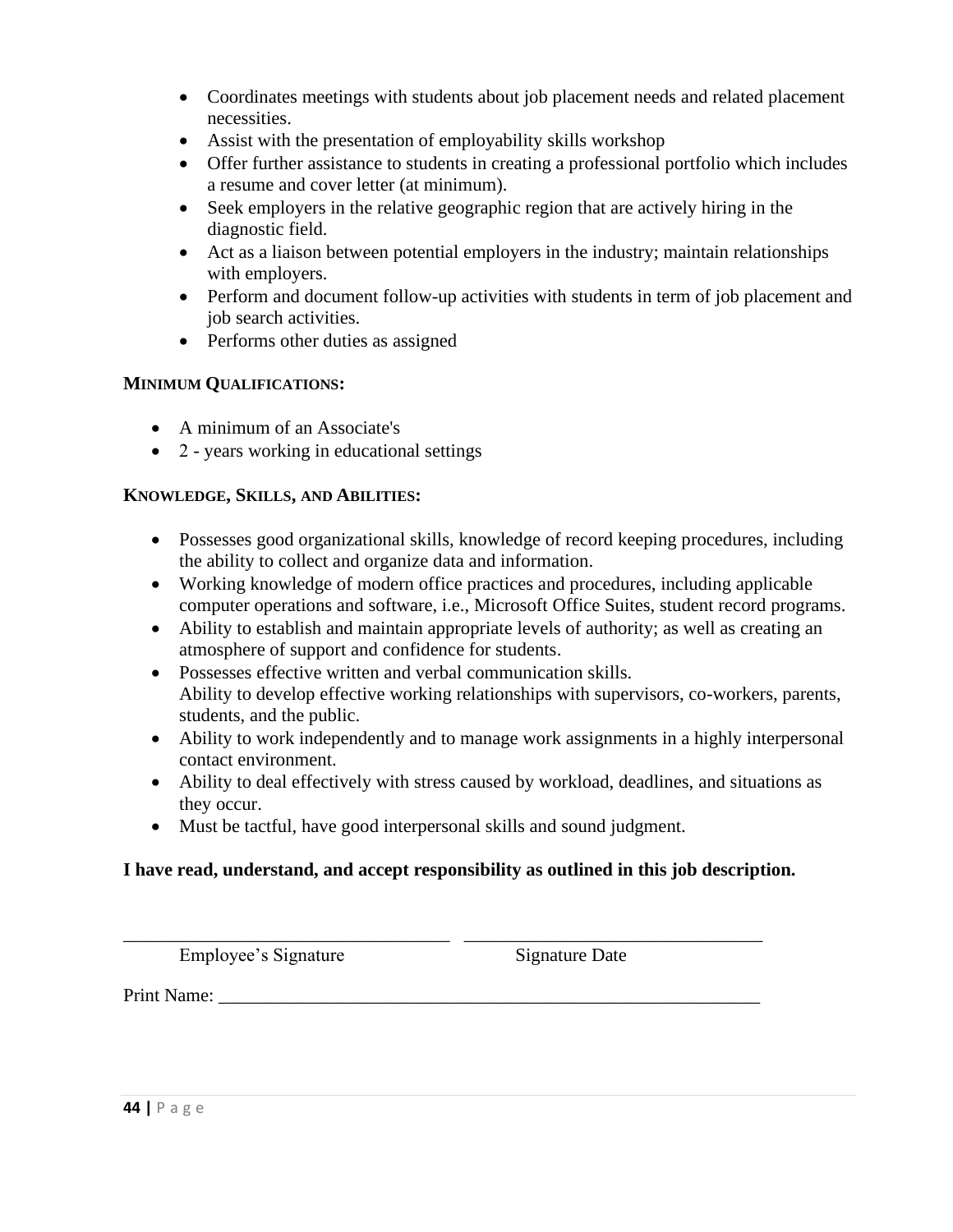- Coordinates meetings with students about job placement needs and related placement necessities.
- Assist with the presentation of employability skills workshop
- Offer further assistance to students in creating a professional portfolio which includes a resume and cover letter (at minimum).
- Seek employers in the relative geographic region that are actively hiring in the diagnostic field.
- Act as a liaison between potential employers in the industry; maintain relationships with employers.
- Perform and document follow-up activities with students in term of job placement and job search activities.
- Performs other duties as assigned

**MINIMUM QUALIFICATIONS:**

- A minimum of an Associate's
- 2 - years working in educational settings

**KNOWLEDGE, SKILLS, AND ABILITIES:**

- Possesses good organizational skills, knowledge of record keeping procedures, including the ability to collect and organize data and information.
- Working knowledge of modern office practices and procedures, including applicable computer operations and software, i.e., Microsoft Office Suites, student record programs.
- Ability to establish and maintain appropriate levels of authority; as well as creating an atmosphere of support and confidence for students.
- Possesses effective written and verbal communication skills.
  Ability to develop effective working relationships with supervisors, co-workers, parents, students, and the public.
- Ability to work independently and to manage work assignments in a highly interpersonal contact environment.
- Ability to deal effectively with stress caused by workload, deadlines, and situations as they occur.
- Must be tactful, have good interpersonal skills and sound judgment.

**I have read, understand, and accept responsibility as outlined in this job description.**

\_\_\_\_\_\_\_\_\_\_\_\_\_\_\_\_\_\_\_\_\_\_\_\_\_\_\_\_\_\_\_\_\_\_\_ \_\_\_\_\_\_\_\_\_\_\_\_\_\_\_\_\_\_\_\_\_\_\_\_\_\_\_\_\_\_\_\_

Employee's Signature Signature Date

Print Name: \_\_\_\_\_\_\_\_\_\_\_\_\_\_\_\_\_\_\_\_\_\_\_\_\_\_\_\_\_\_\_\_\_\_\_\_\_\_\_\_\_\_\_\_\_\_\_\_\_\_\_\_\_\_\_\_\_\_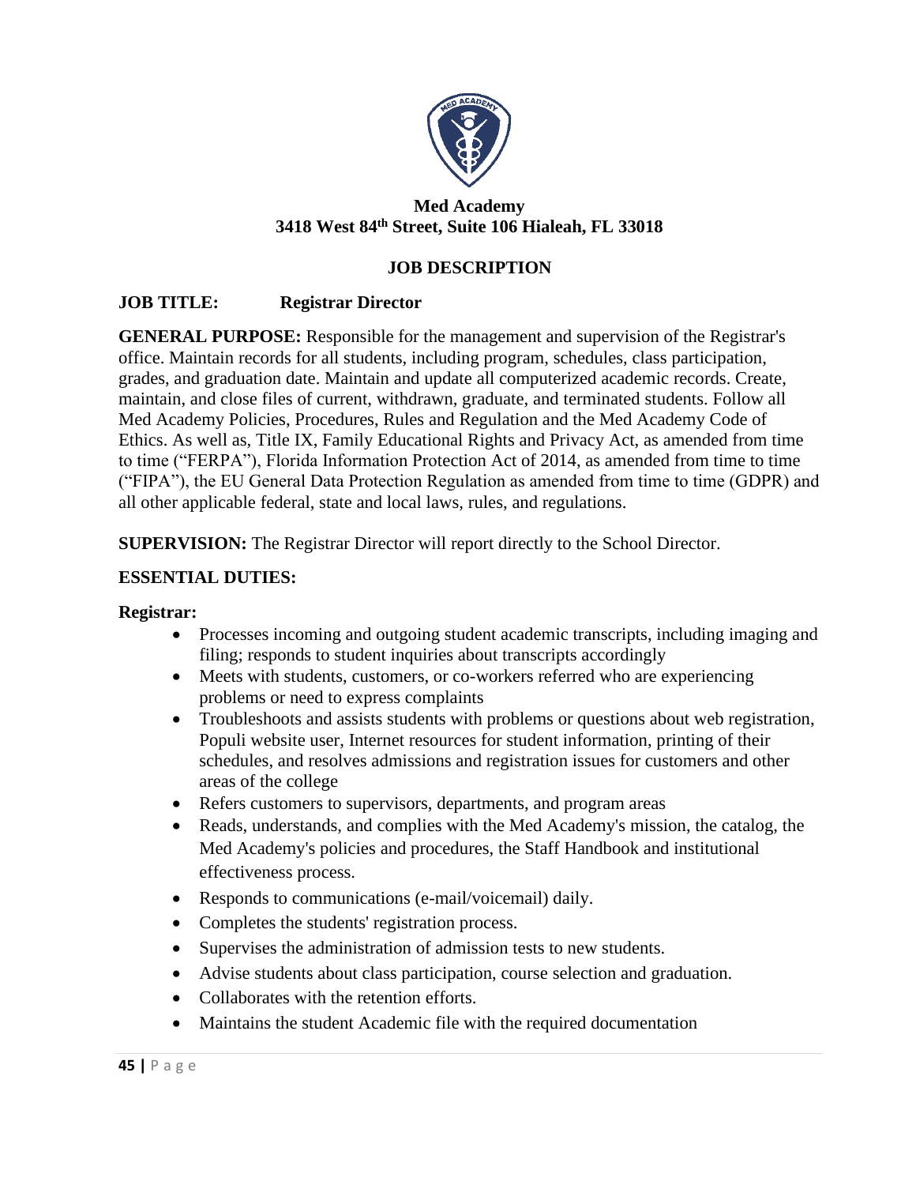**Med Academy**
**3418 West 84th Street, Suite 106 Hialeah, FL 33018**

# JOB DESCRIPTION

**JOB TITLE:** **Registrar Director**

**GENERAL PURPOSE:** Responsible for the management and supervision of the Registrar's office. Maintain records for all students, including program, schedules, class participation, grades, and graduation date. Maintain and update all computerized academic records. Create, maintain, and close files of current, withdrawn, graduate, and terminated students. Follow all Med Academy Policies, Procedures, Rules and Regulation and the Med Academy Code of Ethics. As well as, Title IX, Family Educational Rights and Privacy Act, as amended from time to time ("FERPA"), Florida Information Protection Act of 2014, as amended from time to time ("FIPA"), the EU General Data Protection Regulation as amended from time to time (GDPR) and all other applicable federal, state and local laws, rules, and regulations.

**SUPERVISION:** The Registrar Director will report directly to the School Director.

## ESSENTIAL DUTIES:

**Registrar:**

- Processes incoming and outgoing student academic transcripts, including imaging and filing; responds to student inquiries about transcripts accordingly
- Meets with students, customers, or co-workers referred who are experiencing problems or need to express complaints
- Troubleshoots and assists students with problems or questions about web registration, Populi website user, Internet resources for student information, printing of their schedules, and resolves admissions and registration issues for customers and other areas of the college
- Refers customers to supervisors, departments, and program areas
- Reads, understands, and complies with the Med Academy's mission, the catalog, the Med Academy's policies and procedures, the Staff Handbook and institutional effectiveness process.
- Responds to communications (e-mail/voicemail) daily.
- Completes the students' registration process.
- Supervises the administration of admission tests to new students.
- Advise students about class participation, course selection and graduation.
- Collaborates with the retention efforts.
- Maintains the student Academic file with the required documentation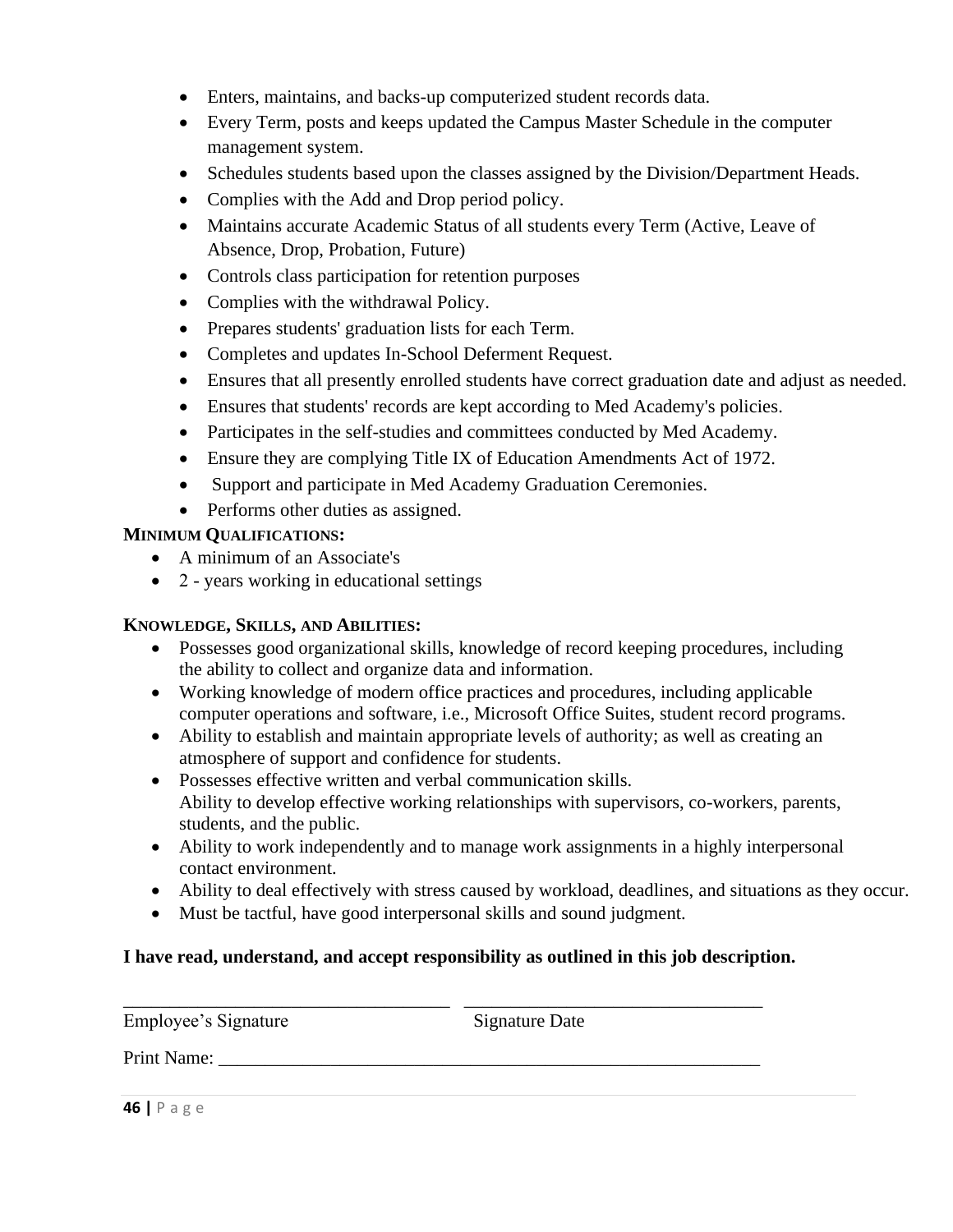- Enters, maintains, and backs-up computerized student records data.
- Every Term, posts and keeps updated the Campus Master Schedule in the computer management system.
- Schedules students based upon the classes assigned by the Division/Department Heads.
- Complies with the Add and Drop period policy.
- Maintains accurate Academic Status of all students every Term (Active, Leave of Absence, Drop, Probation, Future)
- Controls class participation for retention purposes
- Complies with the withdrawal Policy.
- Prepares students' graduation lists for each Term.
- Completes and updates In-School Deferment Request.
- Ensures that all presently enrolled students have correct graduation date and adjust as needed.
- Ensures that students' records are kept according to Med Academy's policies.
- Participates in the self-studies and committees conducted by Med Academy.
- Ensure they are complying Title IX of Education Amendments Act of 1972.
- Support and participate in Med Academy Graduation Ceremonies.
- Performs other duties as assigned.

**MINIMUM QUALIFICATIONS:**

- A minimum of an Associate's
- 2 - years working in educational settings

**KNOWLEDGE, SKILLS, AND ABILITIES:**

- Possesses good organizational skills, knowledge of record keeping procedures, including the ability to collect and organize data and information.
- Working knowledge of modern office practices and procedures, including applicable computer operations and software, i.e., Microsoft Office Suites, student record programs.
- Ability to establish and maintain appropriate levels of authority; as well as creating an atmosphere of support and confidence for students.
- Possesses effective written and verbal communication skills.
  Ability to develop effective working relationships with supervisors, co-workers, parents, students, and the public.
- Ability to work independently and to manage work assignments in a highly interpersonal contact environment.
- Ability to deal effectively with stress caused by workload, deadlines, and situations as they occur.
- Must be tactful, have good interpersonal skills and sound judgment.

**I have read, understand, and accept responsibility as outlined in this job description.**

\_\_\_\_\_\_\_\_\_\_\_\_\_\_\_\_\_\_\_\_\_\_\_\_\_\_\_\_\_\_\_\_\_\_\_ \_\_\_\_\_\_\_\_\_\_\_\_\_\_\_\_\_\_\_\_\_\_\_\_\_\_\_\_\_\_\_\_

Employee's Signature Signature Date

Print Name: \_\_\_\_\_\_\_\_\_\_\_\_\_\_\_\_\_\_\_\_\_\_\_\_\_\_\_\_\_\_\_\_\_\_\_\_\_\_\_\_\_\_\_\_\_\_\_\_\_\_\_\_\_\_\_\_\_\_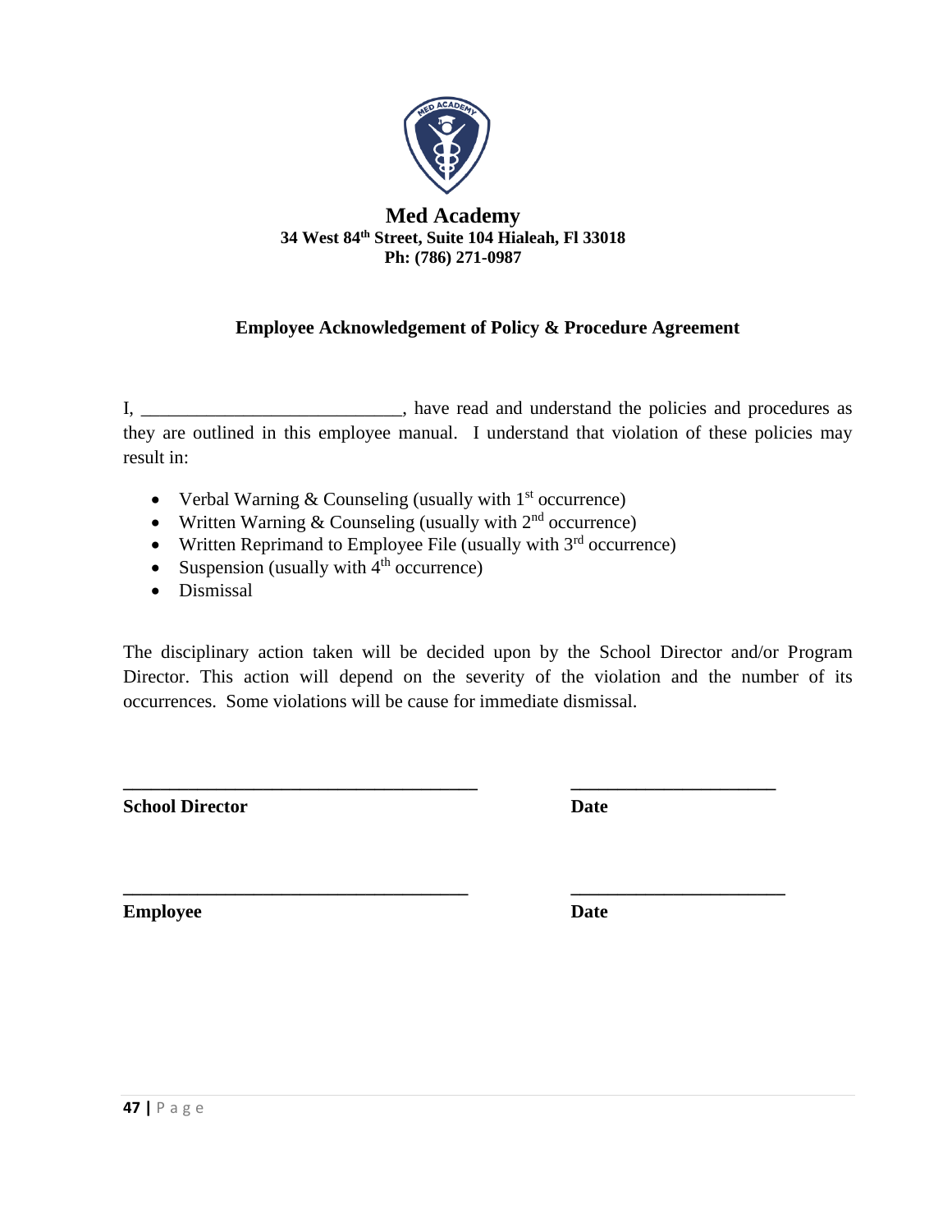# Med Academy

**34 West 84th Street, Suite 104 Hialeah, Fl 33018**
**Ph: (786) 271-0987**

## Employee Acknowledgement of Policy & Procedure Agreement

I, ____________________________, have read and understand the policies and procedures as they are outlined in this employee manual. I understand that violation of these policies may result in:

- Verbal Warning & Counseling (usually with 1st occurrence)
- Written Warning & Counseling (usually with 2nd occurrence)
- Written Reprimand to Employee File (usually with 3rd occurrence)
- Suspension (usually with 4th occurrence)
- Dismissal

The disciplinary action taken will be decided upon by the School Director and/or Program Director. This action will depend on the severity of the violation and the number of its occurrences. Some violations will be cause for immediate dismissal.

______________________________________ ______________________

**School Director** **Date**

______________________________________ ______________________

**Employee** **Date**